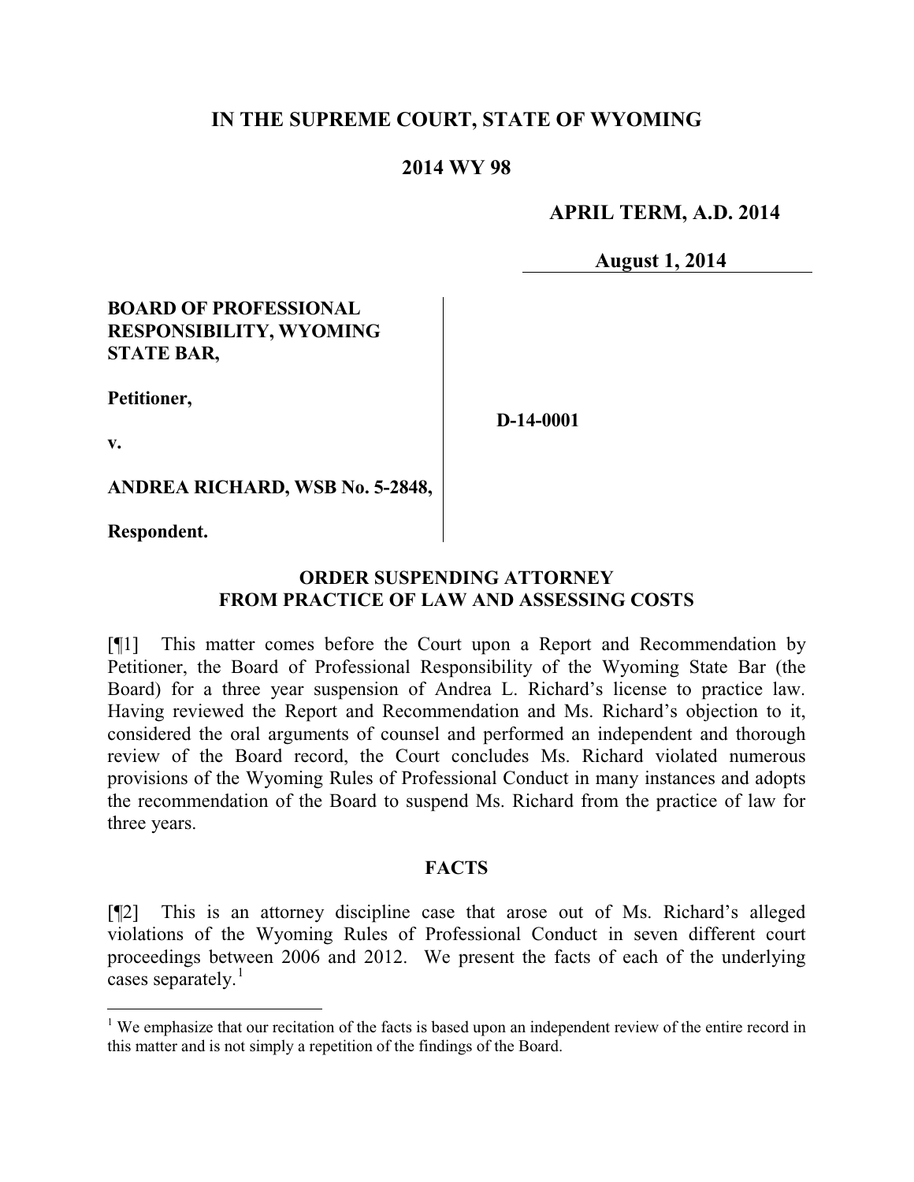# IN THE SUPREME COURT, STATE OF WYOMING

## 2014 WY 98

**APRIL TERM, A.D. 2014**

**August 1, 2014**

| | |
|---|---|
| **BOARD OF PROFESSIONAL RESPONSIBILITY, WYOMING STATE BAR,**<br><br>**Petitioner,**<br><br>**v.**<br><br>**ANDREA RICHARD, WSB No. 5-2848,**<br><br>**Respondent.** | **D-14-0001** |

**ORDER SUSPENDING ATTORNEY FROM PRACTICE OF LAW AND ASSESSING COSTS**

[¶1] This matter comes before the Court upon a Report and Recommendation by Petitioner, the Board of Professional Responsibility of the Wyoming State Bar (the Board) for a three year suspension of Andrea L. Richard's license to practice law. Having reviewed the Report and Recommendation and Ms. Richard's objection to it, considered the oral arguments of counsel and performed an independent and thorough review of the Board record, the Court concludes Ms. Richard violated numerous provisions of the Wyoming Rules of Professional Conduct in many instances and adopts the recommendation of the Board to suspend Ms. Richard from the practice of law for three years.

**FACTS**

[¶2] This is an attorney discipline case that arose out of Ms. Richard's alleged violations of the Wyoming Rules of Professional Conduct in seven different court proceedings between 2006 and 2012. We present the facts of each of the underlying cases separately.[1]

[1] We emphasize that our recitation of the facts is based upon an independent review of the entire record in this matter and is not simply a repetition of the findings of the Board.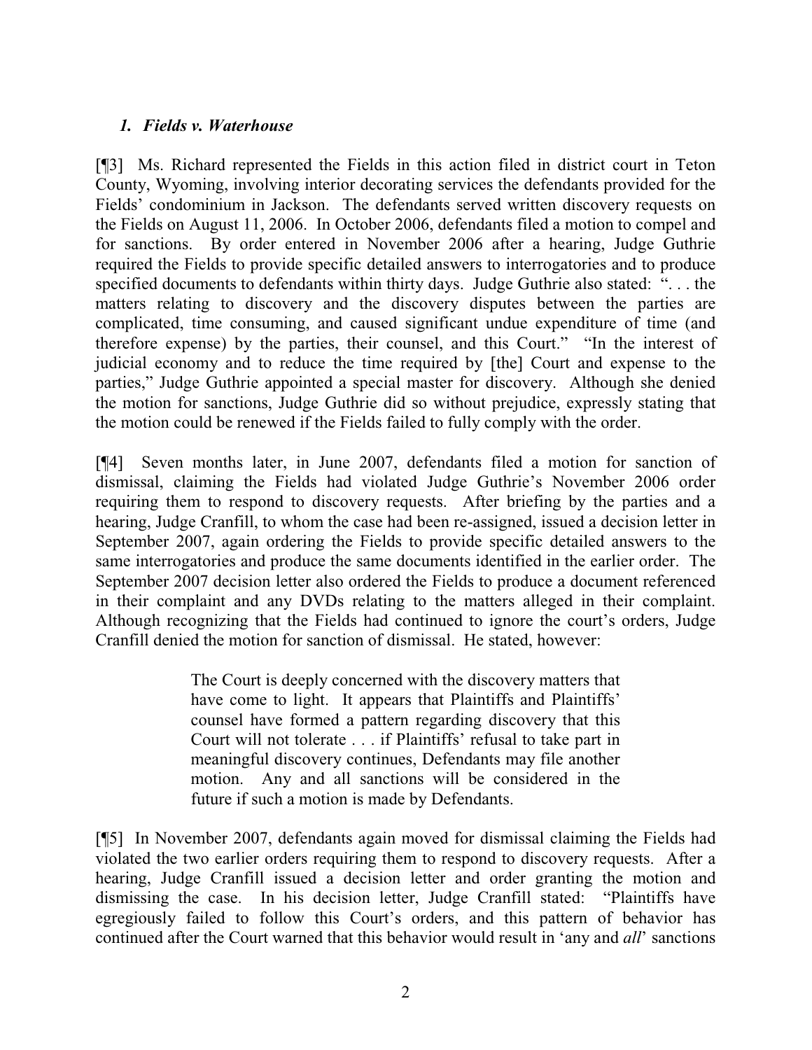### *1. Fields v. Waterhouse*

[¶3] Ms. Richard represented the Fields in this action filed in district court in Teton County, Wyoming, involving interior decorating services the defendants provided for the Fields' condominium in Jackson. The defendants served written discovery requests on the Fields on August 11, 2006. In October 2006, defendants filed a motion to compel and for sanctions. By order entered in November 2006 after a hearing, Judge Guthrie required the Fields to provide specific detailed answers to interrogatories and to produce specified documents to defendants within thirty days. Judge Guthrie also stated: ". . . the matters relating to discovery and the discovery disputes between the parties are complicated, time consuming, and caused significant undue expenditure of time (and therefore expense) by the parties, their counsel, and this Court." "In the interest of judicial economy and to reduce the time required by [the] Court and expense to the parties," Judge Guthrie appointed a special master for discovery. Although she denied the motion for sanctions, Judge Guthrie did so without prejudice, expressly stating that the motion could be renewed if the Fields failed to fully comply with the order.

[¶4] Seven months later, in June 2007, defendants filed a motion for sanction of dismissal, claiming the Fields had violated Judge Guthrie's November 2006 order requiring them to respond to discovery requests. After briefing by the parties and a hearing, Judge Cranfill, to whom the case had been re-assigned, issued a decision letter in September 2007, again ordering the Fields to provide specific detailed answers to the same interrogatories and produce the same documents identified in the earlier order. The September 2007 decision letter also ordered the Fields to produce a document referenced in their complaint and any DVDs relating to the matters alleged in their complaint. Although recognizing that the Fields had continued to ignore the court's orders, Judge Cranfill denied the motion for sanction of dismissal. He stated, however:

> The Court is deeply concerned with the discovery matters that have come to light. It appears that Plaintiffs and Plaintiffs' counsel have formed a pattern regarding discovery that this Court will not tolerate . . . if Plaintiffs' refusal to take part in meaningful discovery continues, Defendants may file another motion. Any and all sanctions will be considered in the future if such a motion is made by Defendants.

[¶5] In November 2007, defendants again moved for dismissal claiming the Fields had violated the two earlier orders requiring them to respond to discovery requests. After a hearing, Judge Cranfill issued a decision letter and order granting the motion and dismissing the case. In his decision letter, Judge Cranfill stated: "Plaintiffs have egregiously failed to follow this Court's orders, and this pattern of behavior has continued after the Court warned that this behavior would result in 'any and *all*' sanctions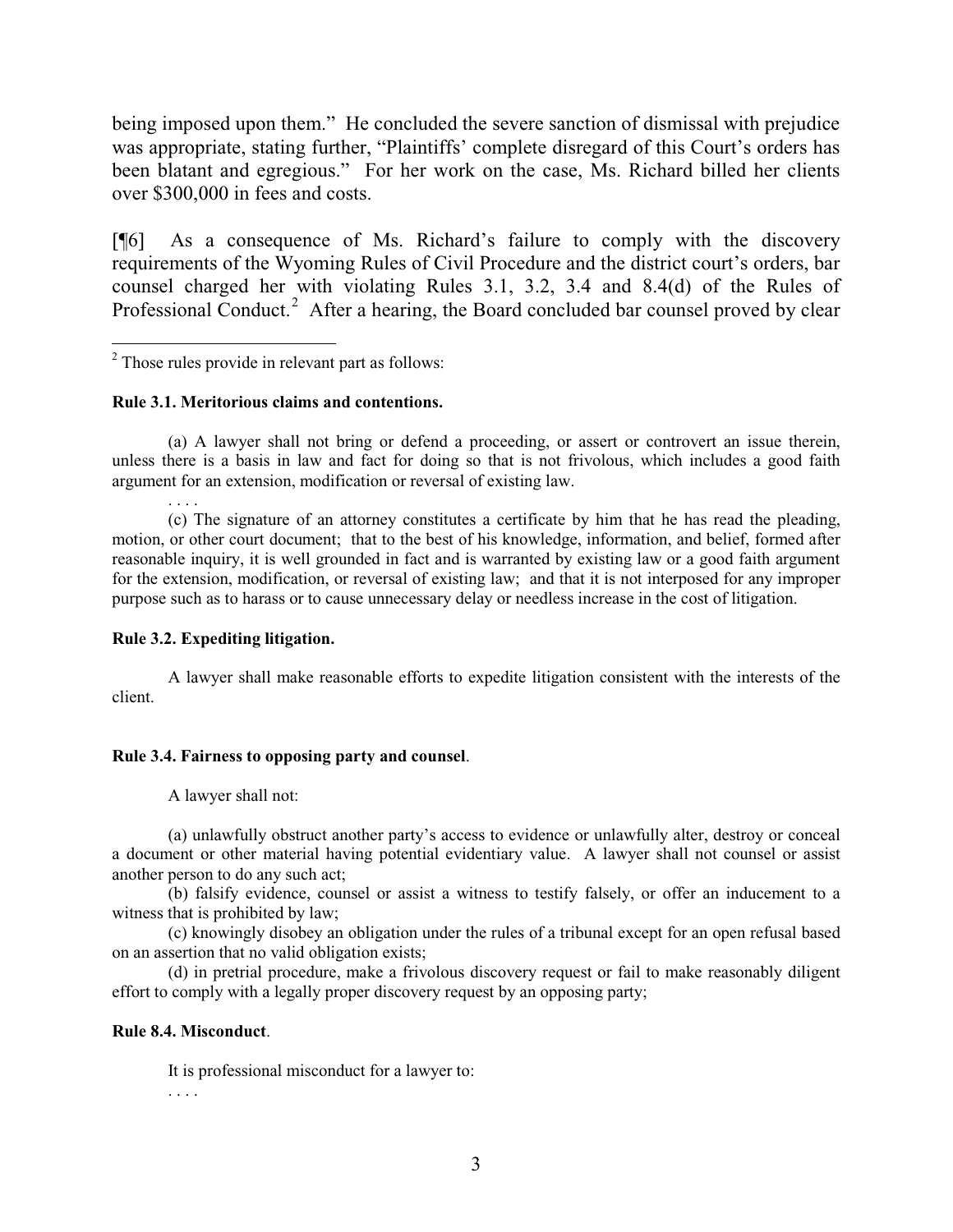being imposed upon them." He concluded the severe sanction of dismissal with prejudice was appropriate, stating further, "Plaintiffs' complete disregard of this Court's orders has been blatant and egregious." For her work on the case, Ms. Richard billed her clients over $300,000 in fees and costs.

[¶6] As a consequence of Ms. Richard's failure to comply with the discovery requirements of the Wyoming Rules of Civil Procedure and the district court's orders, bar counsel charged her with violating Rules 3.1, 3.2, 3.4 and 8.4(d) of the Rules of Professional Conduct.[2] After a hearing, the Board concluded bar counsel proved by clear

---

[2] Those rules provide in relevant part as follows:

**Rule 3.1. Meritorious claims and contentions.**

(a) A lawyer shall not bring or defend a proceeding, or assert or controvert an issue therein, unless there is a basis in law and fact for doing so that is not frivolous, which includes a good faith argument for an extension, modification or reversal of existing law.

. . . .

(c) The signature of an attorney constitutes a certificate by him that he has read the pleading, motion, or other court document; that to the best of his knowledge, information, and belief, formed after reasonable inquiry, it is well grounded in fact and is warranted by existing law or a good faith argument for the extension, modification, or reversal of existing law; and that it is not interposed for any improper purpose such as to harass or to cause unnecessary delay or needless increase in the cost of litigation.

**Rule 3.2. Expediting litigation.**

A lawyer shall make reasonable efforts to expedite litigation consistent with the interests of the client.

**Rule 3.4. Fairness to opposing party and counsel**.

A lawyer shall not:

(a) unlawfully obstruct another party's access to evidence or unlawfully alter, destroy or conceal a document or other material having potential evidentiary value. A lawyer shall not counsel or assist another person to do any such act;

(b) falsify evidence, counsel or assist a witness to testify falsely, or offer an inducement to a witness that is prohibited by law;

(c) knowingly disobey an obligation under the rules of a tribunal except for an open refusal based on an assertion that no valid obligation exists;

(d) in pretrial procedure, make a frivolous discovery request or fail to make reasonably diligent effort to comply with a legally proper discovery request by an opposing party;

**Rule 8.4. Misconduct**.

It is professional misconduct for a lawyer to:

. . . .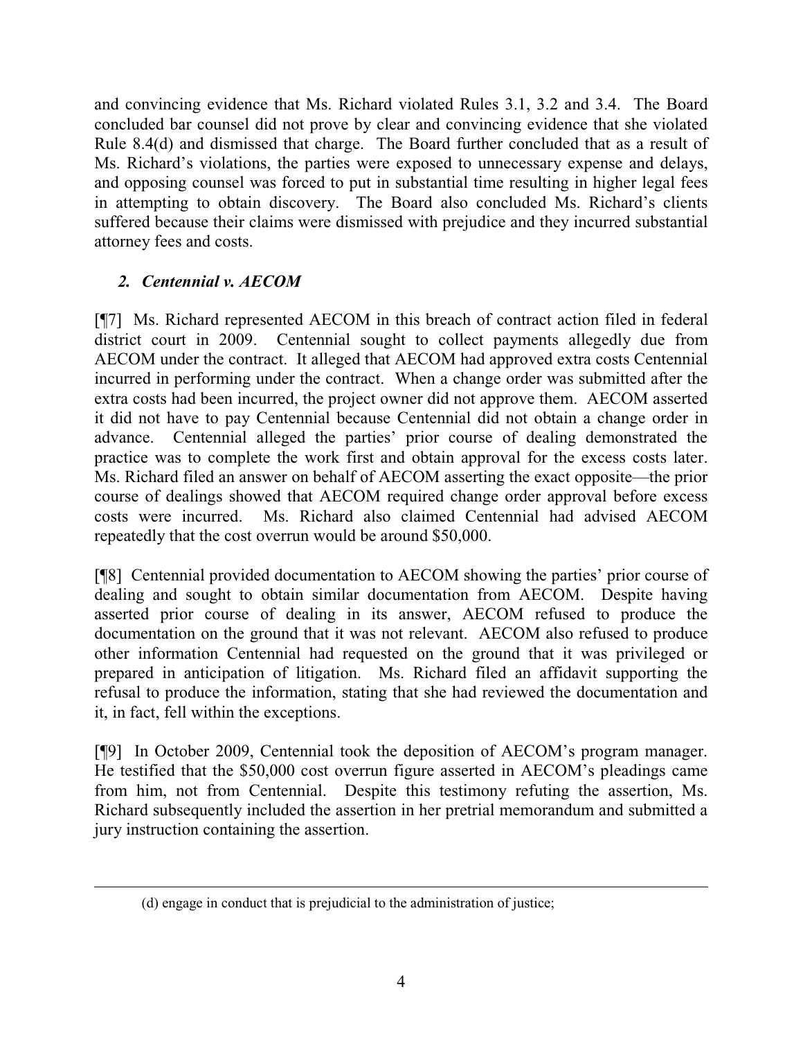and convincing evidence that Ms. Richard violated Rules 3.1, 3.2 and 3.4. The Board concluded bar counsel did not prove by clear and convincing evidence that she violated Rule 8.4(d) and dismissed that charge. The Board further concluded that as a result of Ms. Richard's violations, the parties were exposed to unnecessary expense and delays, and opposing counsel was forced to put in substantial time resulting in higher legal fees in attempting to obtain discovery. The Board also concluded Ms. Richard's clients suffered because their claims were dismissed with prejudice and they incurred substantial attorney fees and costs.

### *2. Centennial v. AECOM*

[¶7] Ms. Richard represented AECOM in this breach of contract action filed in federal district court in 2009. Centennial sought to collect payments allegedly due from AECOM under the contract. It alleged that AECOM had approved extra costs Centennial incurred in performing under the contract. When a change order was submitted after the extra costs had been incurred, the project owner did not approve them. AECOM asserted it did not have to pay Centennial because Centennial did not obtain a change order in advance. Centennial alleged the parties' prior course of dealing demonstrated the practice was to complete the work first and obtain approval for the excess costs later. Ms. Richard filed an answer on behalf of AECOM asserting the exact opposite—the prior course of dealings showed that AECOM required change order approval before excess costs were incurred. Ms. Richard also claimed Centennial had advised AECOM repeatedly that the cost overrun would be around $50,000.

[¶8] Centennial provided documentation to AECOM showing the parties' prior course of dealing and sought to obtain similar documentation from AECOM. Despite having asserted prior course of dealing in its answer, AECOM refused to produce the documentation on the ground that it was not relevant. AECOM also refused to produce other information Centennial had requested on the ground that it was privileged or prepared in anticipation of litigation. Ms. Richard filed an affidavit supporting the refusal to produce the information, stating that she had reviewed the documentation and it, in fact, fell within the exceptions.

[¶9] In October 2009, Centennial took the deposition of AECOM's program manager. He testified that the $50,000 cost overrun figure asserted in AECOM's pleadings came from him, not from Centennial. Despite this testimony refuting the assertion, Ms. Richard subsequently included the assertion in her pretrial memorandum and submitted a jury instruction containing the assertion.

---

(d) engage in conduct that is prejudicial to the administration of justice;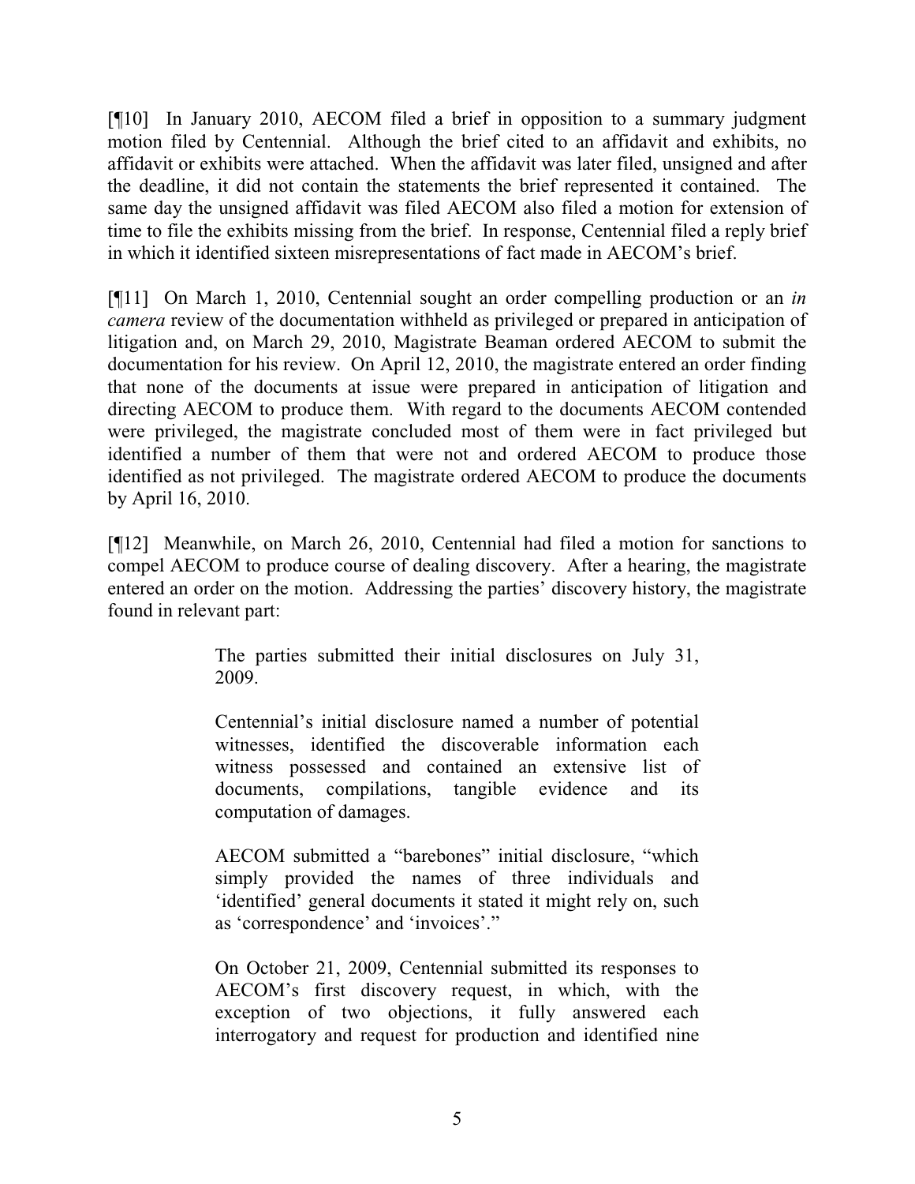[¶10] In January 2010, AECOM filed a brief in opposition to a summary judgment motion filed by Centennial. Although the brief cited to an affidavit and exhibits, no affidavit or exhibits were attached. When the affidavit was later filed, unsigned and after the deadline, it did not contain the statements the brief represented it contained. The same day the unsigned affidavit was filed AECOM also filed a motion for extension of time to file the exhibits missing from the brief. In response, Centennial filed a reply brief in which it identified sixteen misrepresentations of fact made in AECOM's brief.

[¶11] On March 1, 2010, Centennial sought an order compelling production or an *in camera* review of the documentation withheld as privileged or prepared in anticipation of litigation and, on March 29, 2010, Magistrate Beaman ordered AECOM to submit the documentation for his review. On April 12, 2010, the magistrate entered an order finding that none of the documents at issue were prepared in anticipation of litigation and directing AECOM to produce them. With regard to the documents AECOM contended were privileged, the magistrate concluded most of them were in fact privileged but identified a number of them that were not and ordered AECOM to produce those identified as not privileged. The magistrate ordered AECOM to produce the documents by April 16, 2010.

[¶12] Meanwhile, on March 26, 2010, Centennial had filed a motion for sanctions to compel AECOM to produce course of dealing discovery. After a hearing, the magistrate entered an order on the motion. Addressing the parties' discovery history, the magistrate found in relevant part:

> The parties submitted their initial disclosures on July 31, 2009.
>
> Centennial's initial disclosure named a number of potential witnesses, identified the discoverable information each witness possessed and contained an extensive list of documents, compilations, tangible evidence and its computation of damages.
>
> AECOM submitted a "barebones" initial disclosure, "which simply provided the names of three individuals and 'identified' general documents it stated it might rely on, such as 'correspondence' and 'invoices'."
>
> On October 21, 2009, Centennial submitted its responses to AECOM's first discovery request, in which, with the exception of two objections, it fully answered each interrogatory and request for production and identified nine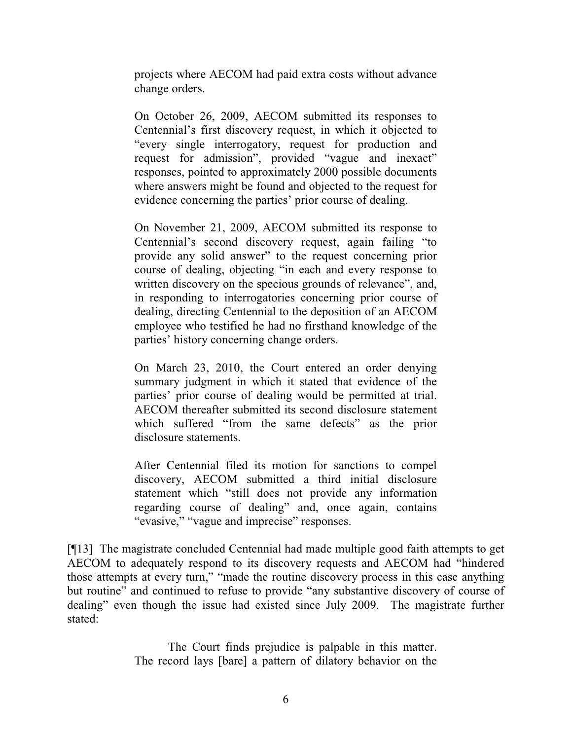> projects where AECOM had paid extra costs without advance change orders.
>
> On October 26, 2009, AECOM submitted its responses to Centennial's first discovery request, in which it objected to "every single interrogatory, request for production and request for admission", provided "vague and inexact" responses, pointed to approximately 2000 possible documents where answers might be found and objected to the request for evidence concerning the parties' prior course of dealing.
>
> On November 21, 2009, AECOM submitted its response to Centennial's second discovery request, again failing "to provide any solid answer" to the request concerning prior course of dealing, objecting "in each and every response to written discovery on the specious grounds of relevance", and, in responding to interrogatories concerning prior course of dealing, directing Centennial to the deposition of an AECOM employee who testified he had no firsthand knowledge of the parties' history concerning change orders.
>
> On March 23, 2010, the Court entered an order denying summary judgment in which it stated that evidence of the parties' prior course of dealing would be permitted at trial. AECOM thereafter submitted its second disclosure statement which suffered "from the same defects" as the prior disclosure statements.
>
> After Centennial filed its motion for sanctions to compel discovery, AECOM submitted a third initial disclosure statement which "still does not provide any information regarding course of dealing" and, once again, contains "evasive," "vague and imprecise" responses.

[¶13] The magistrate concluded Centennial had made multiple good faith attempts to get AECOM to adequately respond to its discovery requests and AECOM had "hindered those attempts at every turn," "made the routine discovery process in this case anything but routine" and continued to refuse to provide "any substantive discovery of course of dealing" even though the issue had existed since July 2009. The magistrate further stated:

> The Court finds prejudice is palpable in this matter. The record lays [bare] a pattern of dilatory behavior on the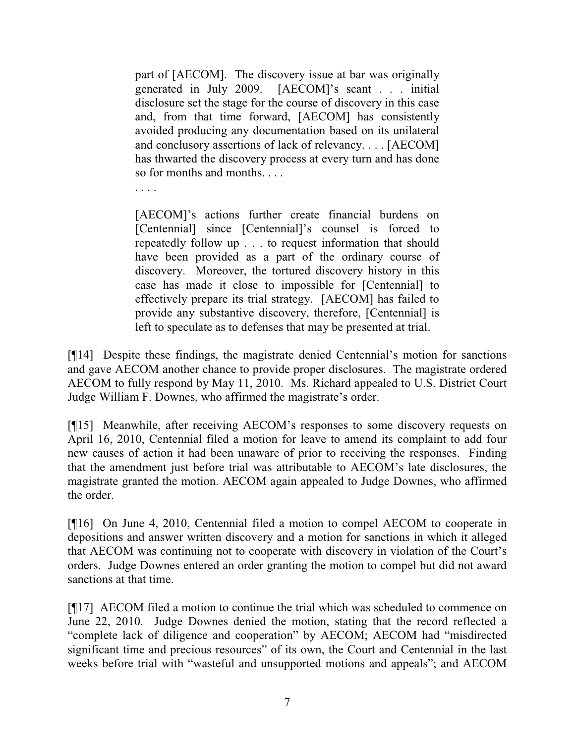> part of [AECOM]. The discovery issue at bar was originally generated in July 2009. [AECOM]'s scant . . . initial disclosure set the stage for the course of discovery in this case and, from that time forward, [AECOM] has consistently avoided producing any documentation based on its unilateral and conclusory assertions of lack of relevancy. . . . [AECOM] has thwarted the discovery process at every turn and has done so for months and months. . . .
>
> . . . .
>
> [AECOM]'s actions further create financial burdens on [Centennial] since [Centennial]'s counsel is forced to repeatedly follow up . . . to request information that should have been provided as a part of the ordinary course of discovery. Moreover, the tortured discovery history in this case has made it close to impossible for [Centennial] to effectively prepare its trial strategy. [AECOM] has failed to provide any substantive discovery, therefore, [Centennial] is left to speculate as to defenses that may be presented at trial.

[¶14] Despite these findings, the magistrate denied Centennial's motion for sanctions and gave AECOM another chance to provide proper disclosures. The magistrate ordered AECOM to fully respond by May 11, 2010. Ms. Richard appealed to U.S. District Court Judge William F. Downes, who affirmed the magistrate's order.

[¶15] Meanwhile, after receiving AECOM's responses to some discovery requests on April 16, 2010, Centennial filed a motion for leave to amend its complaint to add four new causes of action it had been unaware of prior to receiving the responses. Finding that the amendment just before trial was attributable to AECOM's late disclosures, the magistrate granted the motion. AECOM again appealed to Judge Downes, who affirmed the order.

[¶16] On June 4, 2010, Centennial filed a motion to compel AECOM to cooperate in depositions and answer written discovery and a motion for sanctions in which it alleged that AECOM was continuing not to cooperate with discovery in violation of the Court's orders. Judge Downes entered an order granting the motion to compel but did not award sanctions at that time.

[¶17] AECOM filed a motion to continue the trial which was scheduled to commence on June 22, 2010. Judge Downes denied the motion, stating that the record reflected a "complete lack of diligence and cooperation" by AECOM; AECOM had "misdirected significant time and precious resources" of its own, the Court and Centennial in the last weeks before trial with "wasteful and unsupported motions and appeals"; and AECOM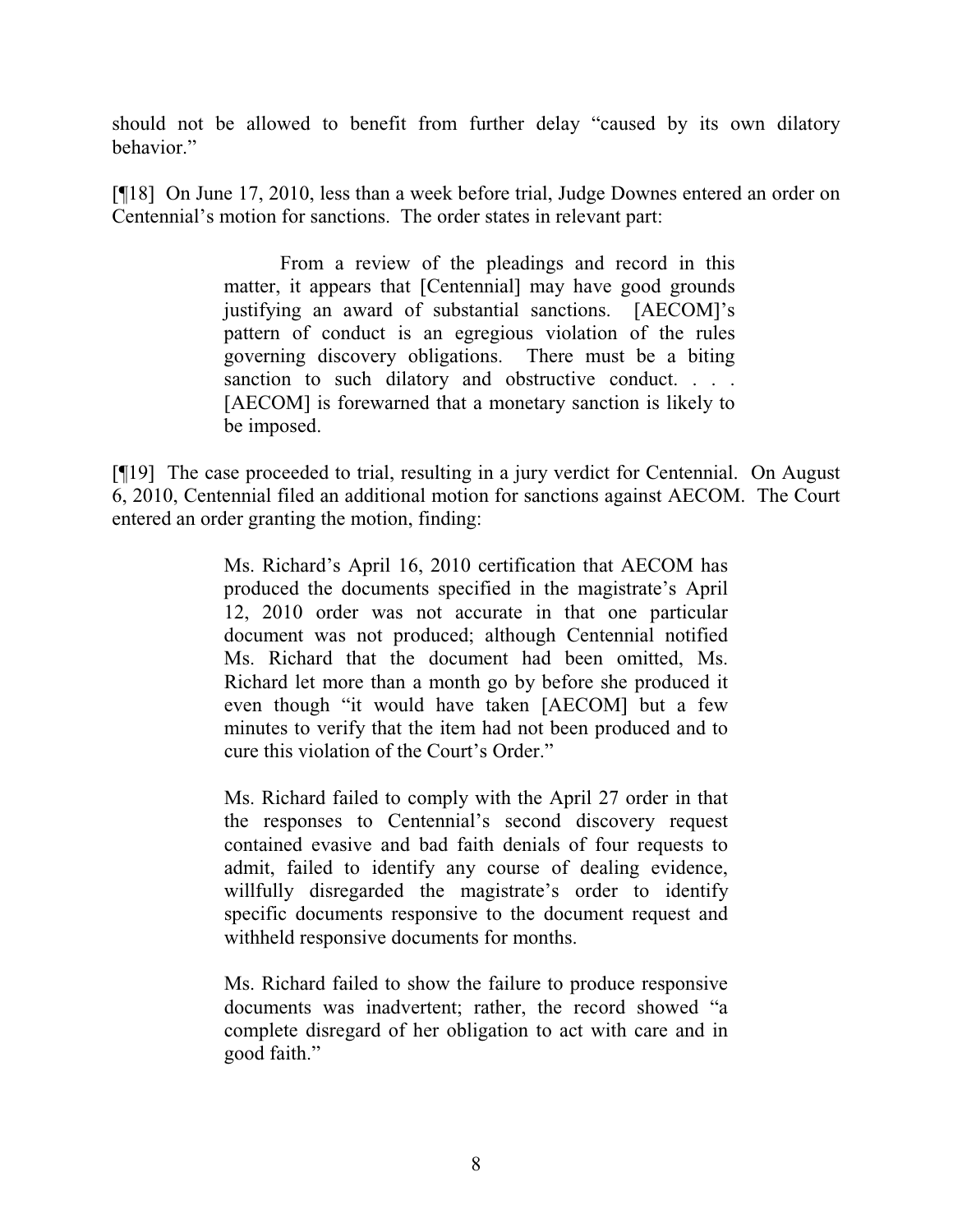should not be allowed to benefit from further delay "caused by its own dilatory behavior."

[¶18] On June 17, 2010, less than a week before trial, Judge Downes entered an order on Centennial's motion for sanctions. The order states in relevant part:

> From a review of the pleadings and record in this matter, it appears that [Centennial] may have good grounds justifying an award of substantial sanctions. [AECOM]'s pattern of conduct is an egregious violation of the rules governing discovery obligations. There must be a biting sanction to such dilatory and obstructive conduct. . . . [AECOM] is forewarned that a monetary sanction is likely to be imposed.

[¶19] The case proceeded to trial, resulting in a jury verdict for Centennial. On August 6, 2010, Centennial filed an additional motion for sanctions against AECOM. The Court entered an order granting the motion, finding:

> Ms. Richard's April 16, 2010 certification that AECOM has produced the documents specified in the magistrate's April 12, 2010 order was not accurate in that one particular document was not produced; although Centennial notified Ms. Richard that the document had been omitted, Ms. Richard let more than a month go by before she produced it even though "it would have taken [AECOM] but a few minutes to verify that the item had not been produced and to cure this violation of the Court's Order."
>
> Ms. Richard failed to comply with the April 27 order in that the responses to Centennial's second discovery request contained evasive and bad faith denials of four requests to admit, failed to identify any course of dealing evidence, willfully disregarded the magistrate's order to identify specific documents responsive to the document request and withheld responsive documents for months.
>
> Ms. Richard failed to show the failure to produce responsive documents was inadvertent; rather, the record showed "a complete disregard of her obligation to act with care and in good faith."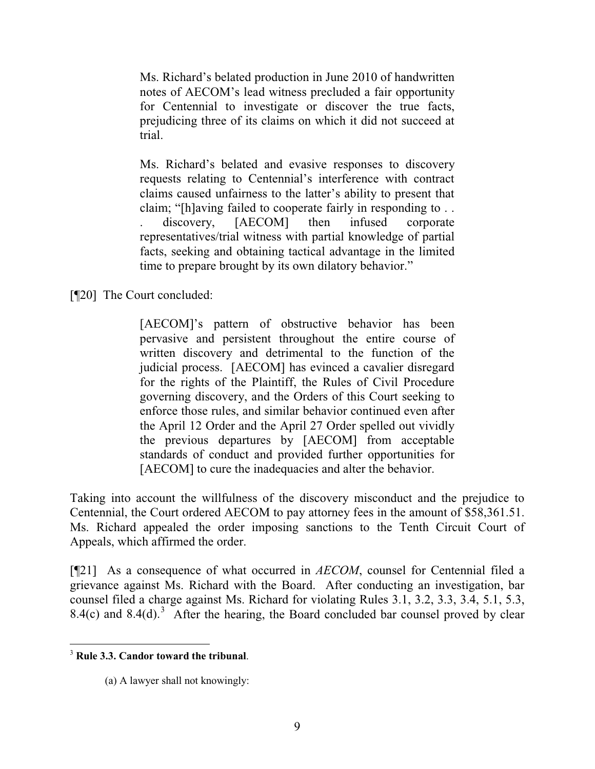> Ms. Richard's belated production in June 2010 of handwritten notes of AECOM's lead witness precluded a fair opportunity for Centennial to investigate or discover the true facts, prejudicing three of its claims on which it did not succeed at trial.
>
> Ms. Richard's belated and evasive responses to discovery requests relating to Centennial's interference with contract claims caused unfairness to the latter's ability to present that claim; "[h]aving failed to cooperate fairly in responding to . . . discovery, [AECOM] then infused corporate representatives/trial witness with partial knowledge of partial facts, seeking and obtaining tactical advantage in the limited time to prepare brought by its own dilatory behavior."

[¶20] The Court concluded:

> [AECOM]'s pattern of obstructive behavior has been pervasive and persistent throughout the entire course of written discovery and detrimental to the function of the judicial process. [AECOM] has evinced a cavalier disregard for the rights of the Plaintiff, the Rules of Civil Procedure governing discovery, and the Orders of this Court seeking to enforce those rules, and similar behavior continued even after the April 12 Order and the April 27 Order spelled out vividly the previous departures by [AECOM] from acceptable standards of conduct and provided further opportunities for [AECOM] to cure the inadequacies and alter the behavior.

Taking into account the willfulness of the discovery misconduct and the prejudice to Centennial, the Court ordered AECOM to pay attorney fees in the amount of $58,361.51. Ms. Richard appealed the order imposing sanctions to the Tenth Circuit Court of Appeals, which affirmed the order.

[¶21] As a consequence of what occurred in *AECOM*, counsel for Centennial filed a grievance against Ms. Richard with the Board. After conducting an investigation, bar counsel filed a charge against Ms. Richard for violating Rules 3.1, 3.2, 3.3, 3.4, 5.1, 5.3, 8.4(c) and 8.4(d).[3] After the hearing, the Board concluded bar counsel proved by clear

---

[3] **Rule 3.3. Candor toward the tribunal**.

> (a) A lawyer shall not knowingly: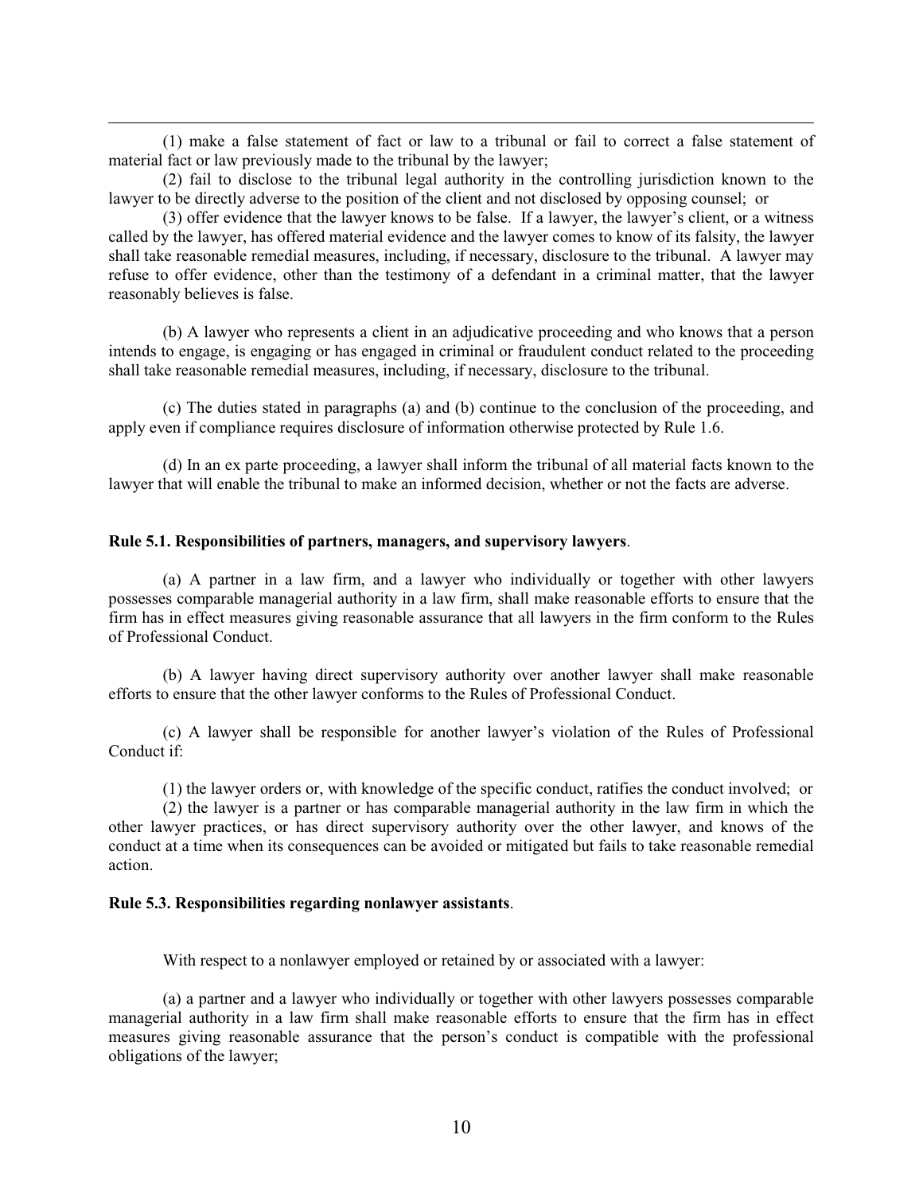(1) make a false statement of fact or law to a tribunal or fail to correct a false statement of material fact or law previously made to the tribunal by the lawyer;

(2) fail to disclose to the tribunal legal authority in the controlling jurisdiction known to the lawyer to be directly adverse to the position of the client and not disclosed by opposing counsel; or

(3) offer evidence that the lawyer knows to be false. If a lawyer, the lawyer's client, or a witness called by the lawyer, has offered material evidence and the lawyer comes to know of its falsity, the lawyer shall take reasonable remedial measures, including, if necessary, disclosure to the tribunal. A lawyer may refuse to offer evidence, other than the testimony of a defendant in a criminal matter, that the lawyer reasonably believes is false.

(b) A lawyer who represents a client in an adjudicative proceeding and who knows that a person intends to engage, is engaging or has engaged in criminal or fraudulent conduct related to the proceeding shall take reasonable remedial measures, including, if necessary, disclosure to the tribunal.

(c) The duties stated in paragraphs (a) and (b) continue to the conclusion of the proceeding, and apply even if compliance requires disclosure of information otherwise protected by Rule 1.6.

(d) In an ex parte proceeding, a lawyer shall inform the tribunal of all material facts known to the lawyer that will enable the tribunal to make an informed decision, whether or not the facts are adverse.

**Rule 5.1. Responsibilities of partners, managers, and supervisory lawyers**.

(a) A partner in a law firm, and a lawyer who individually or together with other lawyers possesses comparable managerial authority in a law firm, shall make reasonable efforts to ensure that the firm has in effect measures giving reasonable assurance that all lawyers in the firm conform to the Rules of Professional Conduct.

(b) A lawyer having direct supervisory authority over another lawyer shall make reasonable efforts to ensure that the other lawyer conforms to the Rules of Professional Conduct.

(c) A lawyer shall be responsible for another lawyer's violation of the Rules of Professional Conduct if:

(1) the lawyer orders or, with knowledge of the specific conduct, ratifies the conduct involved; or

(2) the lawyer is a partner or has comparable managerial authority in the law firm in which the other lawyer practices, or has direct supervisory authority over the other lawyer, and knows of the conduct at a time when its consequences can be avoided or mitigated but fails to take reasonable remedial action.

**Rule 5.3. Responsibilities regarding nonlawyer assistants**.

With respect to a nonlawyer employed or retained by or associated with a lawyer:

(a) a partner and a lawyer who individually or together with other lawyers possesses comparable managerial authority in a law firm shall make reasonable efforts to ensure that the firm has in effect measures giving reasonable assurance that the person's conduct is compatible with the professional obligations of the lawyer;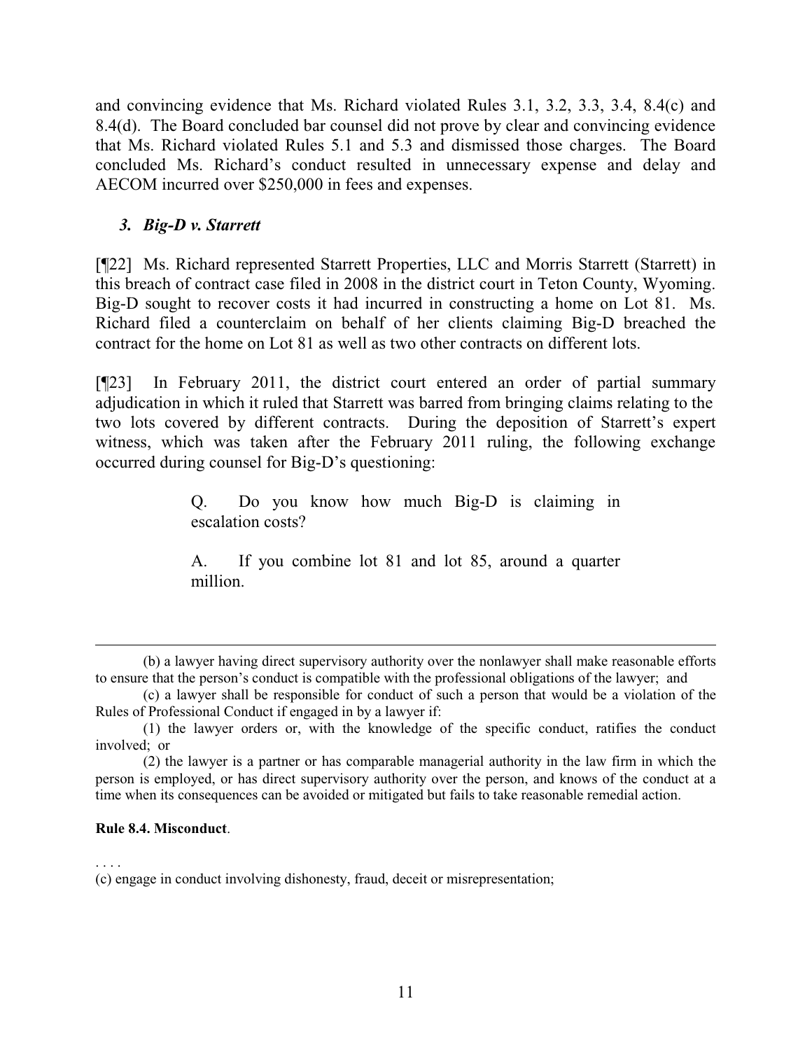and convincing evidence that Ms. Richard violated Rules 3.1, 3.2, 3.3, 3.4, 8.4(c) and 8.4(d). The Board concluded bar counsel did not prove by clear and convincing evidence that Ms. Richard violated Rules 5.1 and 5.3 and dismissed those charges. The Board concluded Ms. Richard's conduct resulted in unnecessary expense and delay and AECOM incurred over $250,000 in fees and expenses.

### *3. Big-D v. Starrett*

[¶22] Ms. Richard represented Starrett Properties, LLC and Morris Starrett (Starrett) in this breach of contract case filed in 2008 in the district court in Teton County, Wyoming. Big-D sought to recover costs it had incurred in constructing a home on Lot 81. Ms. Richard filed a counterclaim on behalf of her clients claiming Big-D breached the contract for the home on Lot 81 as well as two other contracts on different lots.

[¶23] In February 2011, the district court entered an order of partial summary adjudication in which it ruled that Starrett was barred from bringing claims relating to the two lots covered by different contracts. During the deposition of Starrett's expert witness, which was taken after the February 2011 ruling, the following exchange occurred during counsel for Big-D's questioning:

> Q. Do you know how much Big-D is claiming in escalation costs?
>
> A. If you combine lot 81 and lot 85, around a quarter million.

---

(b) a lawyer having direct supervisory authority over the nonlawyer shall make reasonable efforts to ensure that the person's conduct is compatible with the professional obligations of the lawyer; and

(c) a lawyer shall be responsible for conduct of such a person that would be a violation of the Rules of Professional Conduct if engaged in by a lawyer if:

(1) the lawyer orders or, with the knowledge of the specific conduct, ratifies the conduct involved; or

(2) the lawyer is a partner or has comparable managerial authority in the law firm in which the person is employed, or has direct supervisory authority over the person, and knows of the conduct at a time when its consequences can be avoided or mitigated but fails to take reasonable remedial action.

**Rule 8.4. Misconduct**.

. . . .

(c) engage in conduct involving dishonesty, fraud, deceit or misrepresentation;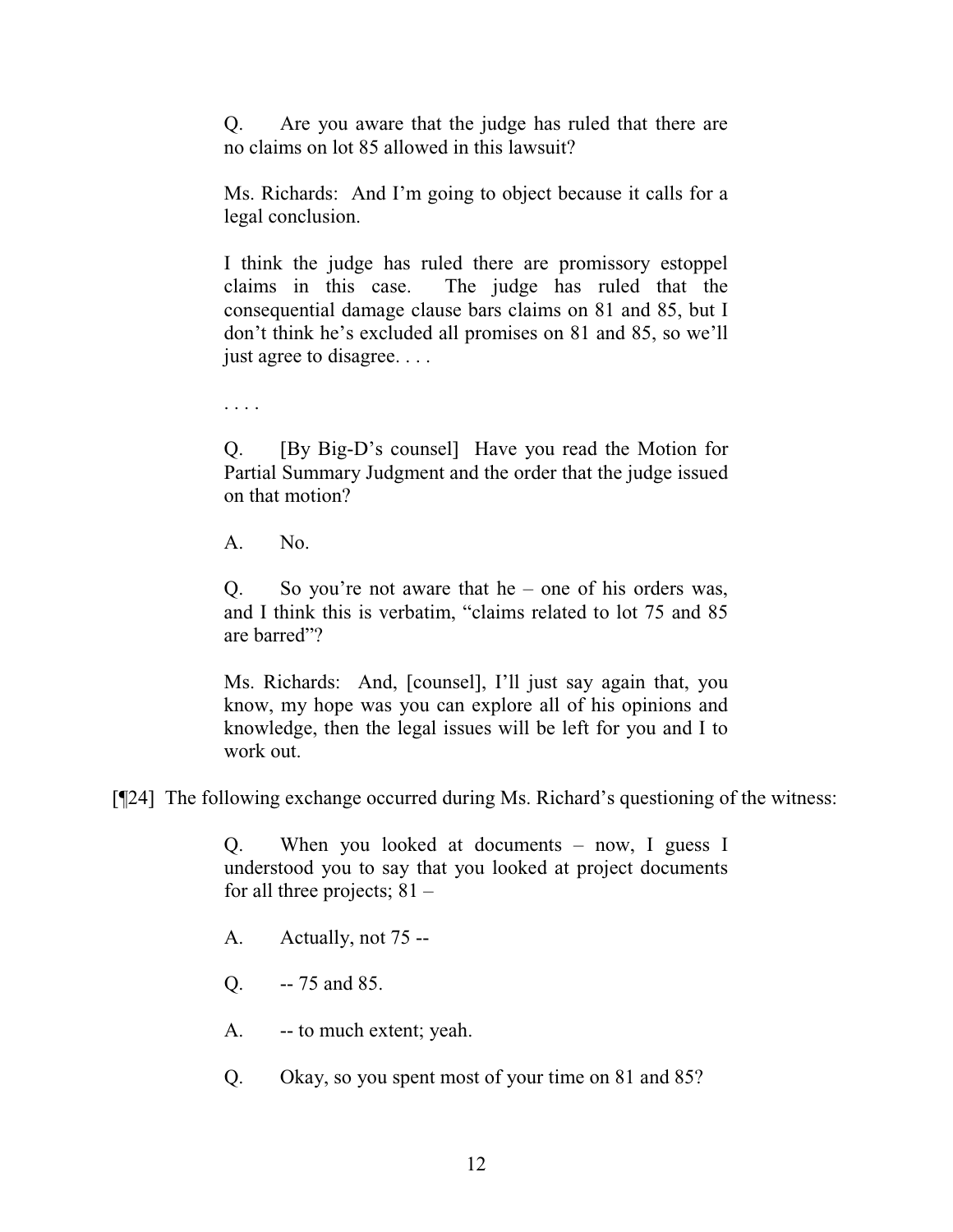> Q. Are you aware that the judge has ruled that there are no claims on lot 85 allowed in this lawsuit?
>
> Ms. Richards: And I'm going to object because it calls for a legal conclusion.
>
> I think the judge has ruled there are promissory estoppel claims in this case. The judge has ruled that the consequential damage clause bars claims on 81 and 85, but I don't think he's excluded all promises on 81 and 85, so we'll just agree to disagree. . . .
>
> . . . .
>
> Q. [By Big-D's counsel] Have you read the Motion for Partial Summary Judgment and the order that the judge issued on that motion?
>
> A. No.
>
> Q. So you're not aware that he – one of his orders was, and I think this is verbatim, "claims related to lot 75 and 85 are barred"?
>
> Ms. Richards: And, [counsel], I'll just say again that, you know, my hope was you can explore all of his opinions and knowledge, then the legal issues will be left for you and I to work out.

[¶24] The following exchange occurred during Ms. Richard's questioning of the witness:

> Q. When you looked at documents – now, I guess I understood you to say that you looked at project documents for all three projects; 81 –
>
> A. Actually, not 75 --
>
> Q. -- 75 and 85.
>
> A. -- to much extent; yeah.
>
> Q. Okay, so you spent most of your time on 81 and 85?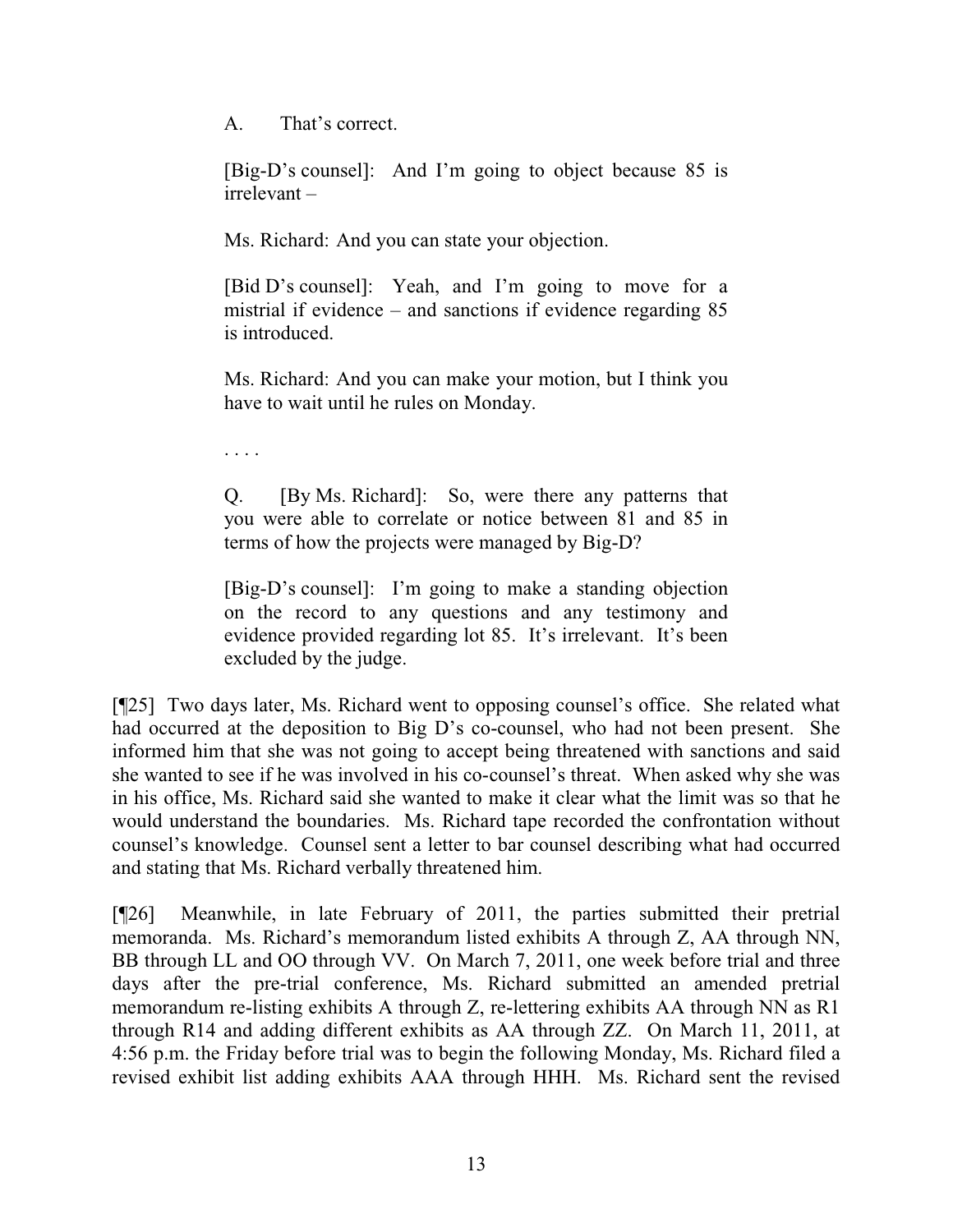> A. That's correct.
>
> [Big-D's counsel]: And I'm going to object because 85 is irrelevant –
>
> Ms. Richard: And you can state your objection.
>
> [Bid D's counsel]: Yeah, and I'm going to move for a mistrial if evidence – and sanctions if evidence regarding 85 is introduced.
>
> Ms. Richard: And you can make your motion, but I think you have to wait until he rules on Monday.
>
> . . . .
>
> Q. [By Ms. Richard]: So, were there any patterns that you were able to correlate or notice between 81 and 85 in terms of how the projects were managed by Big-D?
>
> [Big-D's counsel]: I'm going to make a standing objection on the record to any questions and any testimony and evidence provided regarding lot 85. It's irrelevant. It's been excluded by the judge.

[¶25] Two days later, Ms. Richard went to opposing counsel's office. She related what had occurred at the deposition to Big D's co-counsel, who had not been present. She informed him that she was not going to accept being threatened with sanctions and said she wanted to see if he was involved in his co-counsel's threat. When asked why she was in his office, Ms. Richard said she wanted to make it clear what the limit was so that he would understand the boundaries. Ms. Richard tape recorded the confrontation without counsel's knowledge. Counsel sent a letter to bar counsel describing what had occurred and stating that Ms. Richard verbally threatened him.

[¶26] Meanwhile, in late February of 2011, the parties submitted their pretrial memoranda. Ms. Richard's memorandum listed exhibits A through Z, AA through NN, BB through LL and OO through VV. On March 7, 2011, one week before trial and three days after the pre-trial conference, Ms. Richard submitted an amended pretrial memorandum re-listing exhibits A through Z, re-lettering exhibits AA through NN as R1 through R14 and adding different exhibits as AA through ZZ. On March 11, 2011, at 4:56 p.m. the Friday before trial was to begin the following Monday, Ms. Richard filed a revised exhibit list adding exhibits AAA through HHH. Ms. Richard sent the revised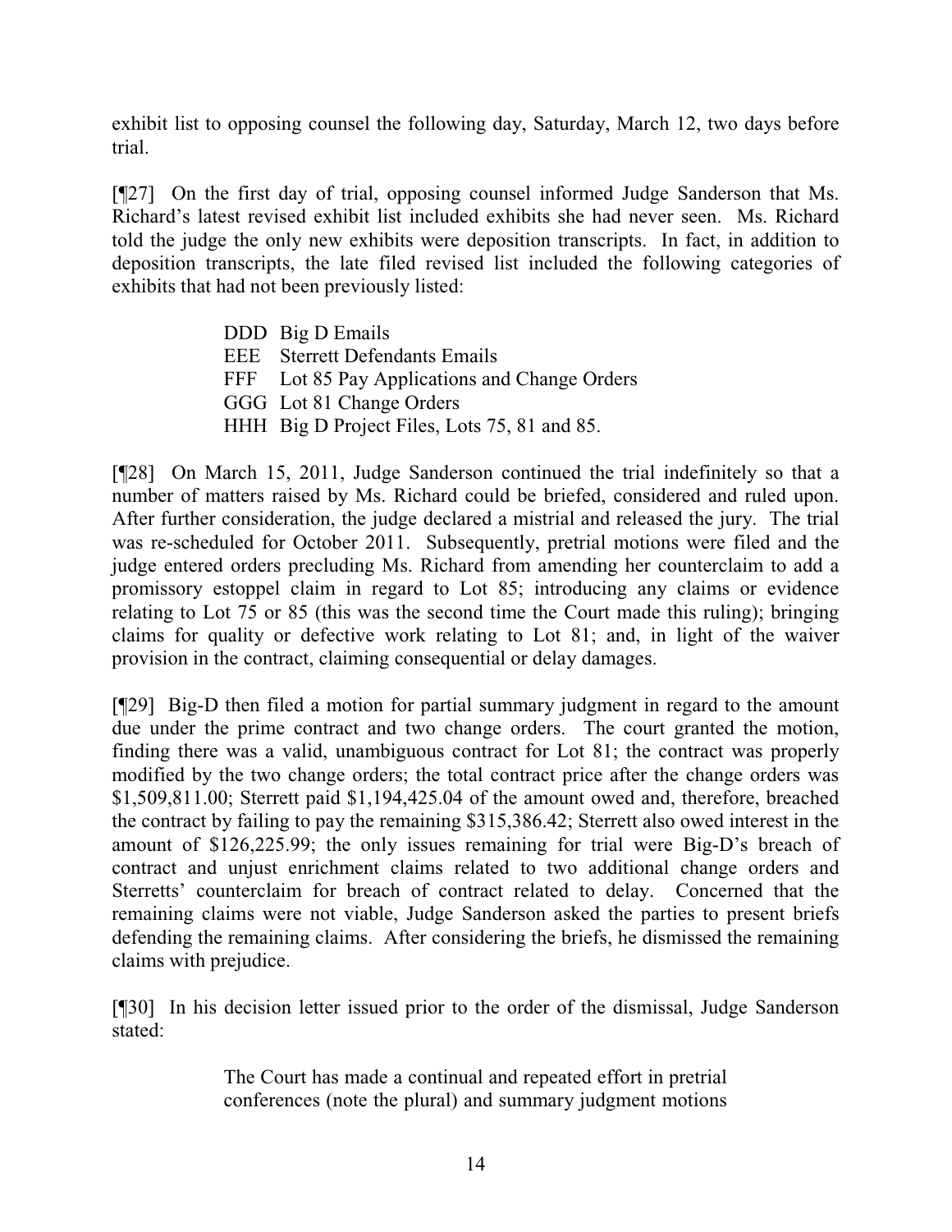exhibit list to opposing counsel the following day, Saturday, March 12, two days before trial.

[¶27] On the first day of trial, opposing counsel informed Judge Sanderson that Ms. Richard's latest revised exhibit list included exhibits she had never seen. Ms. Richard told the judge the only new exhibits were deposition transcripts. In fact, in addition to deposition transcripts, the late filed revised list included the following categories of exhibits that had not been previously listed:

> DDD Big D Emails
> EEE Sterrett Defendants Emails
> FFF Lot 85 Pay Applications and Change Orders
> GGG Lot 81 Change Orders
> HHH Big D Project Files, Lots 75, 81 and 85.

[¶28] On March 15, 2011, Judge Sanderson continued the trial indefinitely so that a number of matters raised by Ms. Richard could be briefed, considered and ruled upon. After further consideration, the judge declared a mistrial and released the jury. The trial was re-scheduled for October 2011. Subsequently, pretrial motions were filed and the judge entered orders precluding Ms. Richard from amending her counterclaim to add a promissory estoppel claim in regard to Lot 85; introducing any claims or evidence relating to Lot 75 or 85 (this was the second time the Court made this ruling); bringing claims for quality or defective work relating to Lot 81; and, in light of the waiver provision in the contract, claiming consequential or delay damages.

[¶29] Big-D then filed a motion for partial summary judgment in regard to the amount due under the prime contract and two change orders. The court granted the motion, finding there was a valid, unambiguous contract for Lot 81; the contract was properly modified by the two change orders; the total contract price after the change orders was $1,509,811.00; Sterrett paid $1,194,425.04 of the amount owed and, therefore, breached the contract by failing to pay the remaining $315,386.42; Sterrett also owed interest in the amount of $126,225.99; the only issues remaining for trial were Big-D's breach of contract and unjust enrichment claims related to two additional change orders and Sterretts' counterclaim for breach of contract related to delay. Concerned that the remaining claims were not viable, Judge Sanderson asked the parties to present briefs defending the remaining claims. After considering the briefs, he dismissed the remaining claims with prejudice.

[¶30] In his decision letter issued prior to the order of the dismissal, Judge Sanderson stated:

> The Court has made a continual and repeated effort in pretrial conferences (note the plural) and summary judgment motions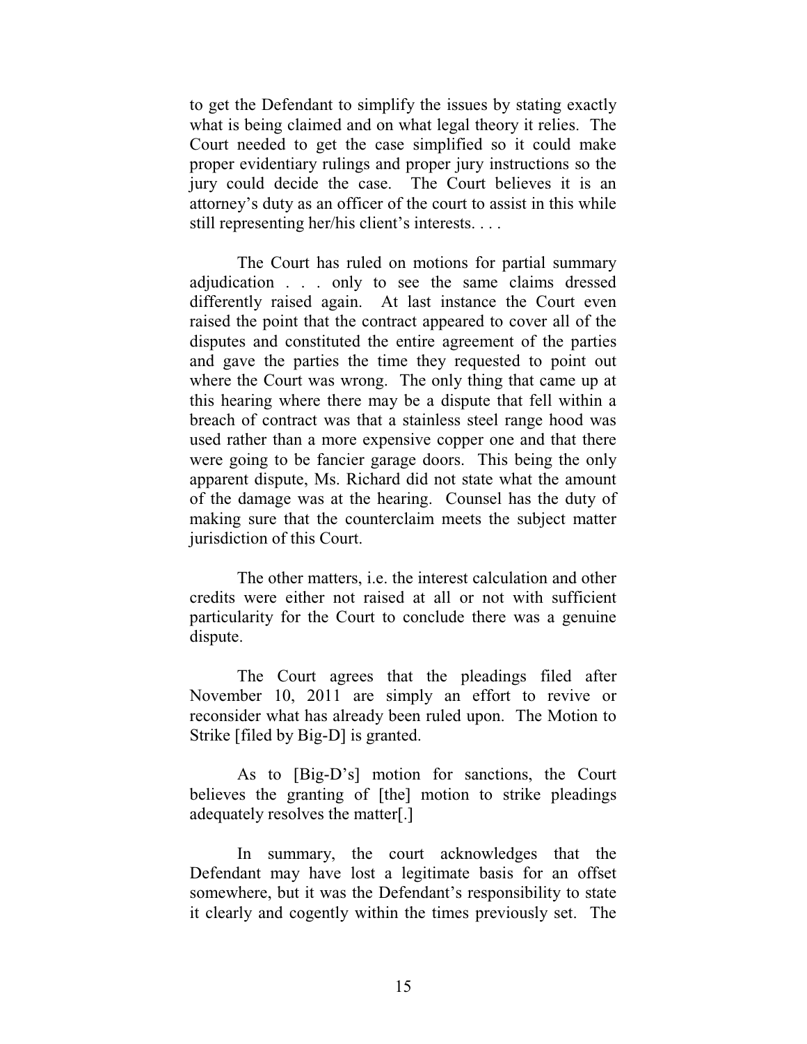to get the Defendant to simplify the issues by stating exactly what is being claimed and on what legal theory it relies. The Court needed to get the case simplified so it could make proper evidentiary rulings and proper jury instructions so the jury could decide the case. The Court believes it is an attorney's duty as an officer of the court to assist in this while still representing her/his client's interests. . . .

The Court has ruled on motions for partial summary adjudication . . . only to see the same claims dressed differently raised again. At last instance the Court even raised the point that the contract appeared to cover all of the disputes and constituted the entire agreement of the parties and gave the parties the time they requested to point out where the Court was wrong. The only thing that came up at this hearing where there may be a dispute that fell within a breach of contract was that a stainless steel range hood was used rather than a more expensive copper one and that there were going to be fancier garage doors. This being the only apparent dispute, Ms. Richard did not state what the amount of the damage was at the hearing. Counsel has the duty of making sure that the counterclaim meets the subject matter jurisdiction of this Court.

The other matters, i.e. the interest calculation and other credits were either not raised at all or not with sufficient particularity for the Court to conclude there was a genuine dispute.

The Court agrees that the pleadings filed after November 10, 2011 are simply an effort to revive or reconsider what has already been ruled upon. The Motion to Strike [filed by Big-D] is granted.

As to [Big-D's] motion for sanctions, the Court believes the granting of [the] motion to strike pleadings adequately resolves the matter[.]

In summary, the court acknowledges that the Defendant may have lost a legitimate basis for an offset somewhere, but it was the Defendant's responsibility to state it clearly and cogently within the times previously set. The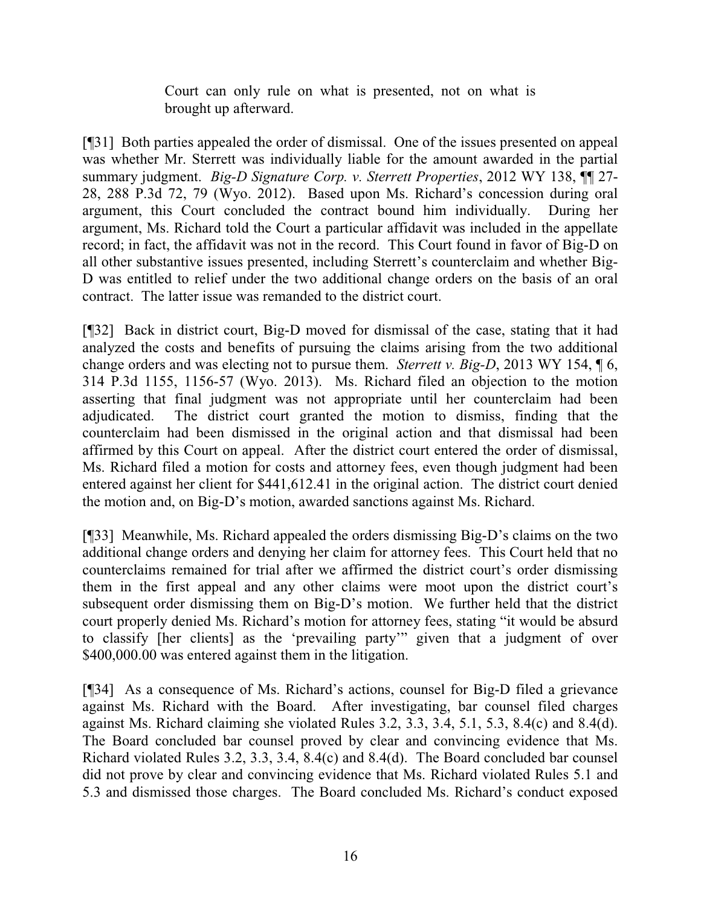> Court can only rule on what is presented, not on what is brought up afterward.

[¶31] Both parties appealed the order of dismissal. One of the issues presented on appeal was whether Mr. Sterrett was individually liable for the amount awarded in the partial summary judgment. *Big-D Signature Corp. v. Sterrett Properties*, 2012 WY 138, ¶¶ 27-28, 288 P.3d 72, 79 (Wyo. 2012). Based upon Ms. Richard's concession during oral argument, this Court concluded the contract bound him individually. During her argument, Ms. Richard told the Court a particular affidavit was included in the appellate record; in fact, the affidavit was not in the record. This Court found in favor of Big-D on all other substantive issues presented, including Sterrett's counterclaim and whether Big-D was entitled to relief under the two additional change orders on the basis of an oral contract. The latter issue was remanded to the district court.

[¶32] Back in district court, Big-D moved for dismissal of the case, stating that it had analyzed the costs and benefits of pursuing the claims arising from the two additional change orders and was electing not to pursue them. *Sterrett v. Big-D*, 2013 WY 154, ¶ 6, 314 P.3d 1155, 1156-57 (Wyo. 2013). Ms. Richard filed an objection to the motion asserting that final judgment was not appropriate until her counterclaim had been adjudicated. The district court granted the motion to dismiss, finding that the counterclaim had been dismissed in the original action and that dismissal had been affirmed by this Court on appeal. After the district court entered the order of dismissal, Ms. Richard filed a motion for costs and attorney fees, even though judgment had been entered against her client for $441,612.41 in the original action. The district court denied the motion and, on Big-D's motion, awarded sanctions against Ms. Richard.

[¶33] Meanwhile, Ms. Richard appealed the orders dismissing Big-D's claims on the two additional change orders and denying her claim for attorney fees. This Court held that no counterclaims remained for trial after we affirmed the district court's order dismissing them in the first appeal and any other claims were moot upon the district court's subsequent order dismissing them on Big-D's motion. We further held that the district court properly denied Ms. Richard's motion for attorney fees, stating "it would be absurd to classify [her clients] as the 'prevailing party'" given that a judgment of over $400,000.00 was entered against them in the litigation.

[¶34] As a consequence of Ms. Richard's actions, counsel for Big-D filed a grievance against Ms. Richard with the Board. After investigating, bar counsel filed charges against Ms. Richard claiming she violated Rules 3.2, 3.3, 3.4, 5.1, 5.3, 8.4(c) and 8.4(d). The Board concluded bar counsel proved by clear and convincing evidence that Ms. Richard violated Rules 3.2, 3.3, 3.4, 8.4(c) and 8.4(d). The Board concluded bar counsel did not prove by clear and convincing evidence that Ms. Richard violated Rules 5.1 and 5.3 and dismissed those charges. The Board concluded Ms. Richard's conduct exposed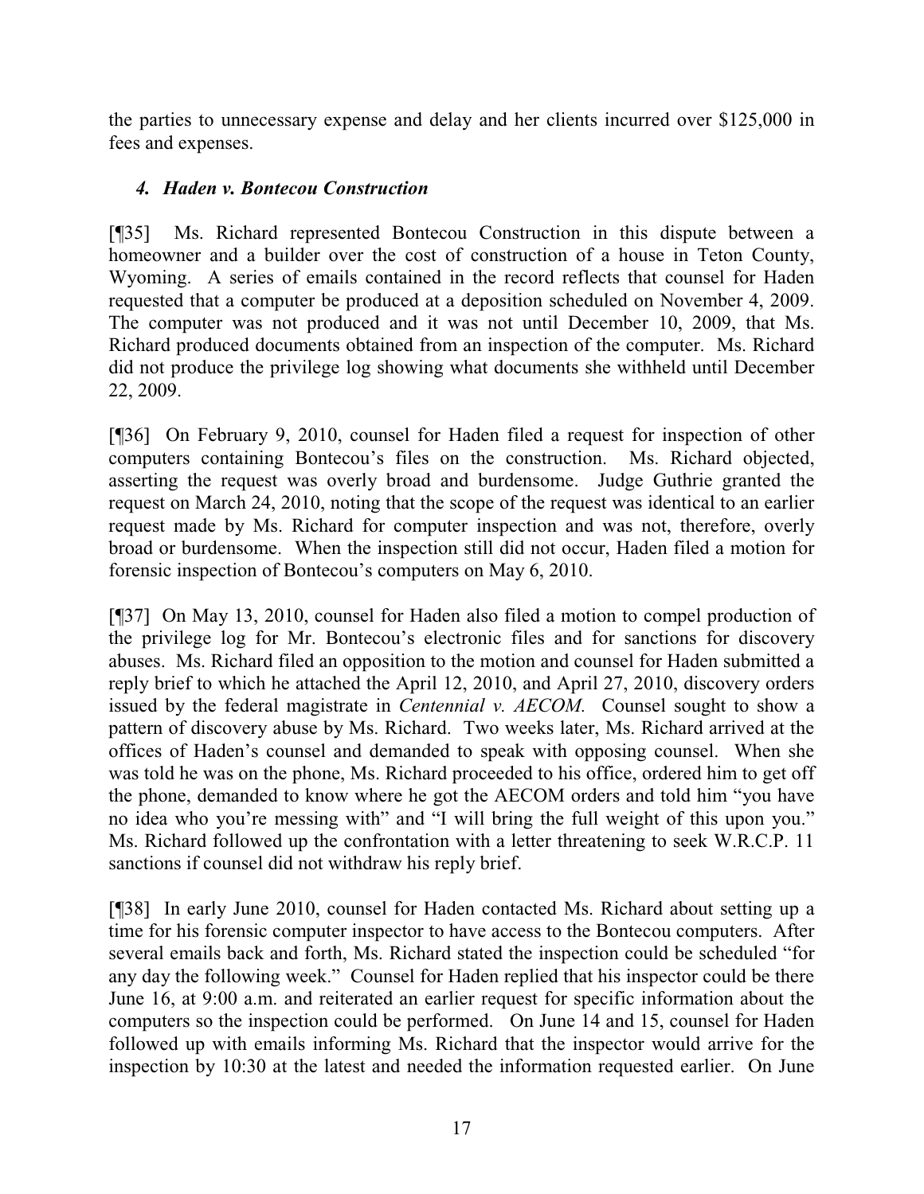the parties to unnecessary expense and delay and her clients incurred over $125,000 in fees and expenses.

### *4. Haden v. Bontecou Construction*

[¶35] Ms. Richard represented Bontecou Construction in this dispute between a homeowner and a builder over the cost of construction of a house in Teton County, Wyoming. A series of emails contained in the record reflects that counsel for Haden requested that a computer be produced at a deposition scheduled on November 4, 2009. The computer was not produced and it was not until December 10, 2009, that Ms. Richard produced documents obtained from an inspection of the computer. Ms. Richard did not produce the privilege log showing what documents she withheld until December 22, 2009.

[¶36] On February 9, 2010, counsel for Haden filed a request for inspection of other computers containing Bontecou's files on the construction. Ms. Richard objected, asserting the request was overly broad and burdensome. Judge Guthrie granted the request on March 24, 2010, noting that the scope of the request was identical to an earlier request made by Ms. Richard for computer inspection and was not, therefore, overly broad or burdensome. When the inspection still did not occur, Haden filed a motion for forensic inspection of Bontecou's computers on May 6, 2010.

[¶37] On May 13, 2010, counsel for Haden also filed a motion to compel production of the privilege log for Mr. Bontecou's electronic files and for sanctions for discovery abuses. Ms. Richard filed an opposition to the motion and counsel for Haden submitted a reply brief to which he attached the April 12, 2010, and April 27, 2010, discovery orders issued by the federal magistrate in *Centennial v. AECOM.* Counsel sought to show a pattern of discovery abuse by Ms. Richard. Two weeks later, Ms. Richard arrived at the offices of Haden's counsel and demanded to speak with opposing counsel. When she was told he was on the phone, Ms. Richard proceeded to his office, ordered him to get off the phone, demanded to know where he got the AECOM orders and told him "you have no idea who you're messing with" and "I will bring the full weight of this upon you." Ms. Richard followed up the confrontation with a letter threatening to seek W.R.C.P. 11 sanctions if counsel did not withdraw his reply brief.

[¶38] In early June 2010, counsel for Haden contacted Ms. Richard about setting up a time for his forensic computer inspector to have access to the Bontecou computers. After several emails back and forth, Ms. Richard stated the inspection could be scheduled "for any day the following week." Counsel for Haden replied that his inspector could be there June 16, at 9:00 a.m. and reiterated an earlier request for specific information about the computers so the inspection could be performed. On June 14 and 15, counsel for Haden followed up with emails informing Ms. Richard that the inspector would arrive for the inspection by 10:30 at the latest and needed the information requested earlier. On June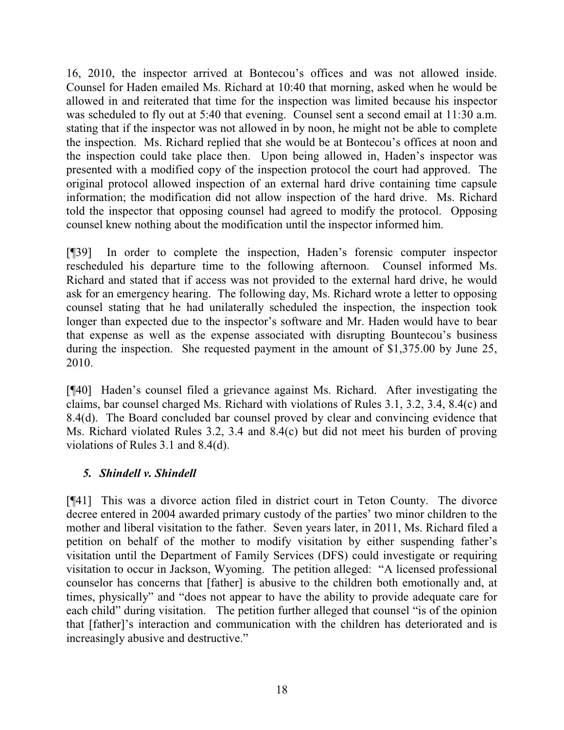16, 2010, the inspector arrived at Bontecou's offices and was not allowed inside. Counsel for Haden emailed Ms. Richard at 10:40 that morning, asked when he would be allowed in and reiterated that time for the inspection was limited because his inspector was scheduled to fly out at 5:40 that evening. Counsel sent a second email at 11:30 a.m. stating that if the inspector was not allowed in by noon, he might not be able to complete the inspection. Ms. Richard replied that she would be at Bontecou's offices at noon and the inspection could take place then. Upon being allowed in, Haden's inspector was presented with a modified copy of the inspection protocol the court had approved. The original protocol allowed inspection of an external hard drive containing time capsule information; the modification did not allow inspection of the hard drive. Ms. Richard told the inspector that opposing counsel had agreed to modify the protocol. Opposing counsel knew nothing about the modification until the inspector informed him.

[¶39] In order to complete the inspection, Haden's forensic computer inspector rescheduled his departure time to the following afternoon. Counsel informed Ms. Richard and stated that if access was not provided to the external hard drive, he would ask for an emergency hearing. The following day, Ms. Richard wrote a letter to opposing counsel stating that he had unilaterally scheduled the inspection, the inspection took longer than expected due to the inspector's software and Mr. Haden would have to bear that expense as well as the expense associated with disrupting Bountecou's business during the inspection. She requested payment in the amount of $1,375.00 by June 25, 2010.

[¶40] Haden's counsel filed a grievance against Ms. Richard. After investigating the claims, bar counsel charged Ms. Richard with violations of Rules 3.1, 3.2, 3.4, 8.4(c) and 8.4(d). The Board concluded bar counsel proved by clear and convincing evidence that Ms. Richard violated Rules 3.2, 3.4 and 8.4(c) but did not meet his burden of proving violations of Rules 3.1 and 8.4(d).

### *5. Shindell v. Shindell*

[¶41] This was a divorce action filed in district court in Teton County. The divorce decree entered in 2004 awarded primary custody of the parties' two minor children to the mother and liberal visitation to the father. Seven years later, in 2011, Ms. Richard filed a petition on behalf of the mother to modify visitation by either suspending father's visitation until the Department of Family Services (DFS) could investigate or requiring visitation to occur in Jackson, Wyoming. The petition alleged: "A licensed professional counselor has concerns that [father] is abusive to the children both emotionally and, at times, physically" and "does not appear to have the ability to provide adequate care for each child" during visitation. The petition further alleged that counsel "is of the opinion that [father]'s interaction and communication with the children has deteriorated and is increasingly abusive and destructive."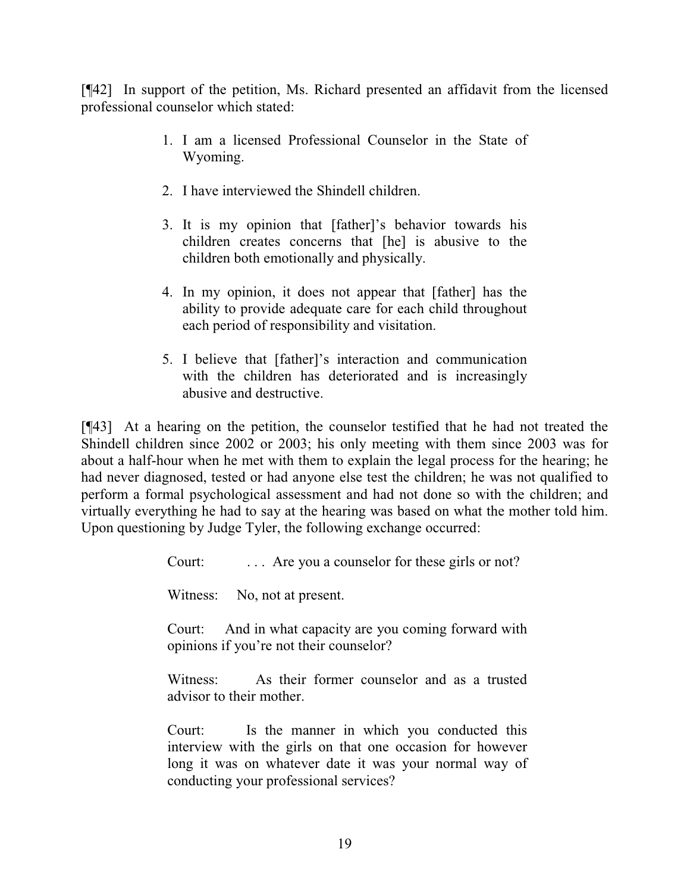[¶42] In support of the petition, Ms. Richard presented an affidavit from the licensed professional counselor which stated:

> 1. I am a licensed Professional Counselor in the State of Wyoming.
>
> 2. I have interviewed the Shindell children.
>
> 3. It is my opinion that [father]'s behavior towards his children creates concerns that [he] is abusive to the children both emotionally and physically.
>
> 4. In my opinion, it does not appear that [father] has the ability to provide adequate care for each child throughout each period of responsibility and visitation.
>
> 5. I believe that [father]'s interaction and communication with the children has deteriorated and is increasingly abusive and destructive.

[¶43] At a hearing on the petition, the counselor testified that he had not treated the Shindell children since 2002 or 2003; his only meeting with them since 2003 was for about a half-hour when he met with them to explain the legal process for the hearing; he had never diagnosed, tested or had anyone else test the children; he was not qualified to perform a formal psychological assessment and had not done so with the children; and virtually everything he had to say at the hearing was based on what the mother told him. Upon questioning by Judge Tyler, the following exchange occurred:

> Court: . . . Are you a counselor for these girls or not?
>
> Witness: No, not at present.
>
> Court: And in what capacity are you coming forward with opinions if you're not their counselor?
>
> Witness: As their former counselor and as a trusted advisor to their mother.
>
> Court: Is the manner in which you conducted this interview with the girls on that one occasion for however long it was on whatever date it was your normal way of conducting your professional services?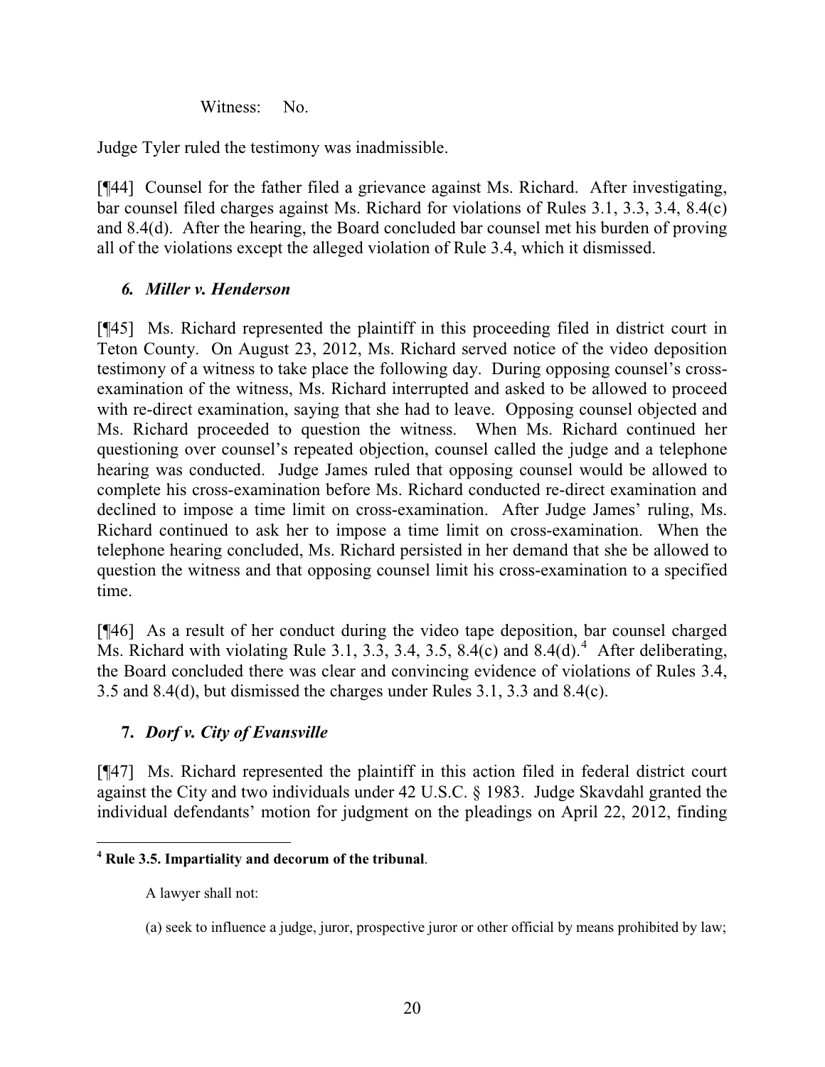Witness: No.

Judge Tyler ruled the testimony was inadmissible.

[¶44] Counsel for the father filed a grievance against Ms. Richard. After investigating, bar counsel filed charges against Ms. Richard for violations of Rules 3.1, 3.3, 3.4, 8.4(c) and 8.4(d). After the hearing, the Board concluded bar counsel met his burden of proving all of the violations except the alleged violation of Rule 3.4, which it dismissed.

### *6. Miller v. Henderson*

[¶45] Ms. Richard represented the plaintiff in this proceeding filed in district court in Teton County. On August 23, 2012, Ms. Richard served notice of the video deposition testimony of a witness to take place the following day. During opposing counsel's cross-examination of the witness, Ms. Richard interrupted and asked to be allowed to proceed with re-direct examination, saying that she had to leave. Opposing counsel objected and Ms. Richard proceeded to question the witness. When Ms. Richard continued her questioning over counsel's repeated objection, counsel called the judge and a telephone hearing was conducted. Judge James ruled that opposing counsel would be allowed to complete his cross-examination before Ms. Richard conducted re-direct examination and declined to impose a time limit on cross-examination. After Judge James' ruling, Ms. Richard continued to ask her to impose a time limit on cross-examination. When the telephone hearing concluded, Ms. Richard persisted in her demand that she be allowed to question the witness and that opposing counsel limit his cross-examination to a specified time.

[¶46] As a result of her conduct during the video tape deposition, bar counsel charged Ms. Richard with violating Rule 3.1, 3.3, 3.4, 3.5, 8.4(c) and 8.4(d).[4] After deliberating, the Board concluded there was clear and convincing evidence of violations of Rules 3.4, 3.5 and 8.4(d), but dismissed the charges under Rules 3.1, 3.3 and 8.4(c).

### **7.** *Dorf v. City of Evansville*

[¶47] Ms. Richard represented the plaintiff in this action filed in federal district court against the City and two individuals under 42 U.S.C. § 1983. Judge Skavdahl granted the individual defendants' motion for judgment on the pleadings on April 22, 2012, finding

---

[4] **Rule 3.5. Impartiality and decorum of the tribunal**.

A lawyer shall not:

(a) seek to influence a judge, juror, prospective juror or other official by means prohibited by law;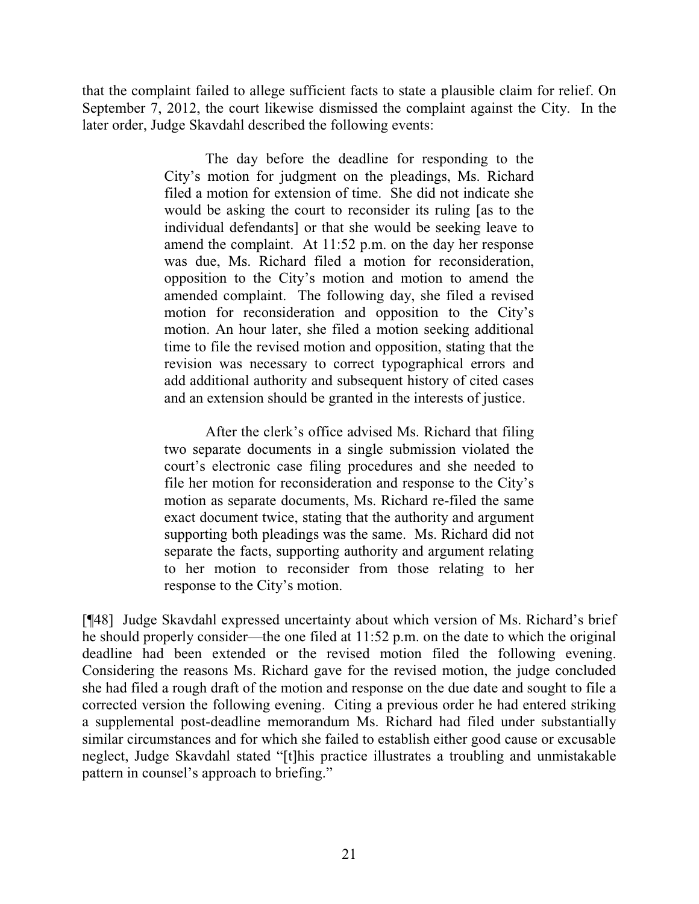that the complaint failed to allege sufficient facts to state a plausible claim for relief. On September 7, 2012, the court likewise dismissed the complaint against the City. In the later order, Judge Skavdahl described the following events:

> The day before the deadline for responding to the City's motion for judgment on the pleadings, Ms. Richard filed a motion for extension of time. She did not indicate she would be asking the court to reconsider its ruling [as to the individual defendants] or that she would be seeking leave to amend the complaint. At 11:52 p.m. on the day her response was due, Ms. Richard filed a motion for reconsideration, opposition to the City's motion and motion to amend the amended complaint. The following day, she filed a revised motion for reconsideration and opposition to the City's motion. An hour later, she filed a motion seeking additional time to file the revised motion and opposition, stating that the revision was necessary to correct typographical errors and add additional authority and subsequent history of cited cases and an extension should be granted in the interests of justice.
>
> After the clerk's office advised Ms. Richard that filing two separate documents in a single submission violated the court's electronic case filing procedures and she needed to file her motion for reconsideration and response to the City's motion as separate documents, Ms. Richard re-filed the same exact document twice, stating that the authority and argument supporting both pleadings was the same. Ms. Richard did not separate the facts, supporting authority and argument relating to her motion to reconsider from those relating to her response to the City's motion.

[¶48] Judge Skavdahl expressed uncertainty about which version of Ms. Richard's brief he should properly consider—the one filed at 11:52 p.m. on the date to which the original deadline had been extended or the revised motion filed the following evening. Considering the reasons Ms. Richard gave for the revised motion, the judge concluded she had filed a rough draft of the motion and response on the due date and sought to file a corrected version the following evening. Citing a previous order he had entered striking a supplemental post-deadline memorandum Ms. Richard had filed under substantially similar circumstances and for which she failed to establish either good cause or excusable neglect, Judge Skavdahl stated "[t]his practice illustrates a troubling and unmistakable pattern in counsel's approach to briefing."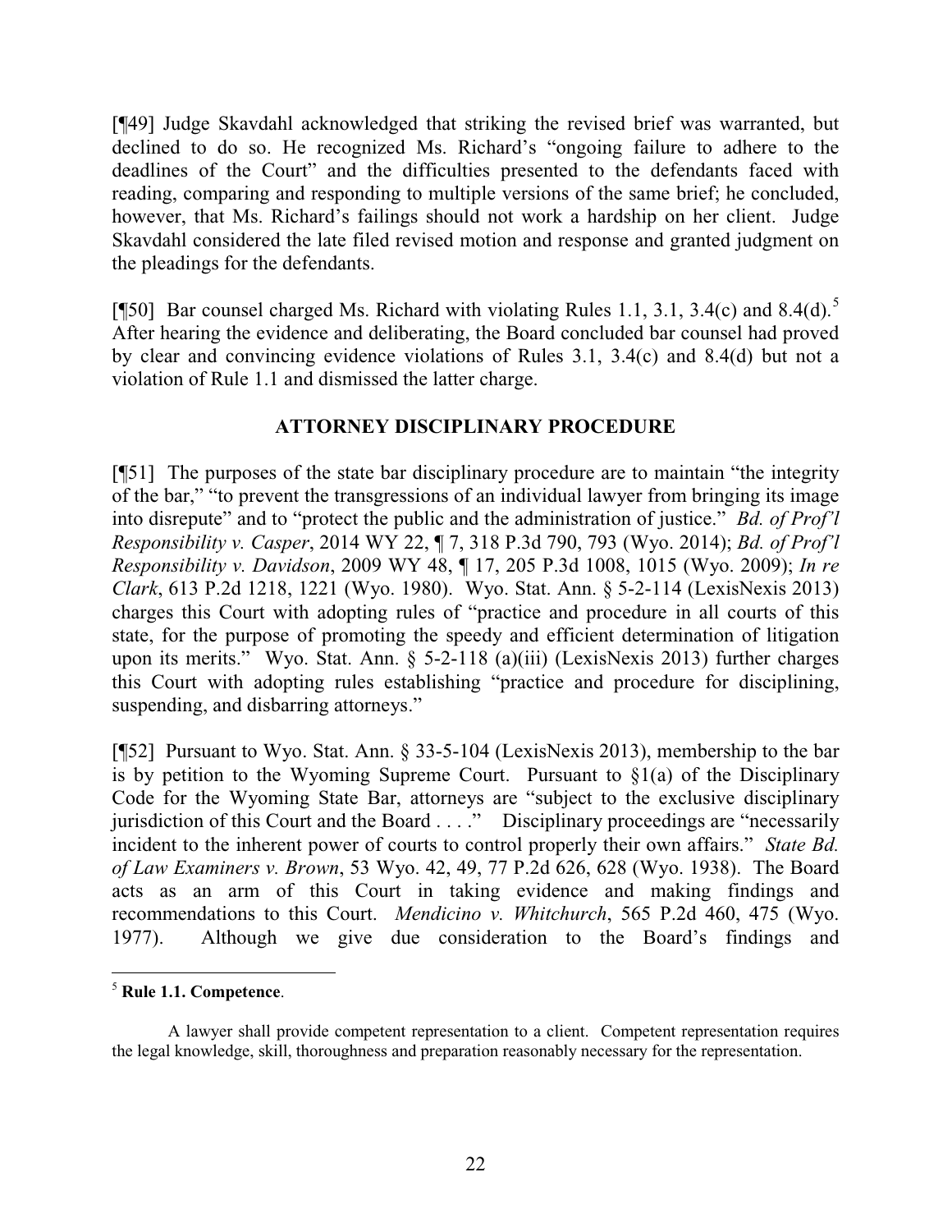[¶49] Judge Skavdahl acknowledged that striking the revised brief was warranted, but declined to do so. He recognized Ms. Richard's "ongoing failure to adhere to the deadlines of the Court" and the difficulties presented to the defendants faced with reading, comparing and responding to multiple versions of the same brief; he concluded, however, that Ms. Richard's failings should not work a hardship on her client. Judge Skavdahl considered the late filed revised motion and response and granted judgment on the pleadings for the defendants.

[¶50] Bar counsel charged Ms. Richard with violating Rules 1.1, 3.1, 3.4(c) and 8.4(d).[5] After hearing the evidence and deliberating, the Board concluded bar counsel had proved by clear and convincing evidence violations of Rules 3.1, 3.4(c) and 8.4(d) but not a violation of Rule 1.1 and dismissed the latter charge.

## ATTORNEY DISCIPLINARY PROCEDURE

[¶51] The purposes of the state bar disciplinary procedure are to maintain "the integrity of the bar," "to prevent the transgressions of an individual lawyer from bringing its image into disrepute" and to "protect the public and the administration of justice." *Bd. of Prof'l Responsibility v. Casper*, 2014 WY 22, ¶ 7, 318 P.3d 790, 793 (Wyo. 2014); *Bd. of Prof'l Responsibility v. Davidson*, 2009 WY 48, ¶ 17, 205 P.3d 1008, 1015 (Wyo. 2009); *In re Clark*, 613 P.2d 1218, 1221 (Wyo. 1980). Wyo. Stat. Ann. § 5-2-114 (LexisNexis 2013) charges this Court with adopting rules of "practice and procedure in all courts of this state, for the purpose of promoting the speedy and efficient determination of litigation upon its merits." Wyo. Stat. Ann. § 5-2-118 (a)(iii) (LexisNexis 2013) further charges this Court with adopting rules establishing "practice and procedure for disciplining, suspending, and disbarring attorneys."

[¶52] Pursuant to Wyo. Stat. Ann. § 33-5-104 (LexisNexis 2013), membership to the bar is by petition to the Wyoming Supreme Court. Pursuant to §1(a) of the Disciplinary Code for the Wyoming State Bar, attorneys are "subject to the exclusive disciplinary jurisdiction of this Court and the Board . . . ." Disciplinary proceedings are "necessarily incident to the inherent power of courts to control properly their own affairs." *State Bd. of Law Examiners v. Brown*, 53 Wyo. 42, 49, 77 P.2d 626, 628 (Wyo. 1938). The Board acts as an arm of this Court in taking evidence and making findings and recommendations to this Court. *Mendicino v. Whitchurch*, 565 P.2d 460, 475 (Wyo. 1977). Although we give due consideration to the Board's findings and

---

[5] **Rule 1.1. Competence**.

A lawyer shall provide competent representation to a client. Competent representation requires the legal knowledge, skill, thoroughness and preparation reasonably necessary for the representation.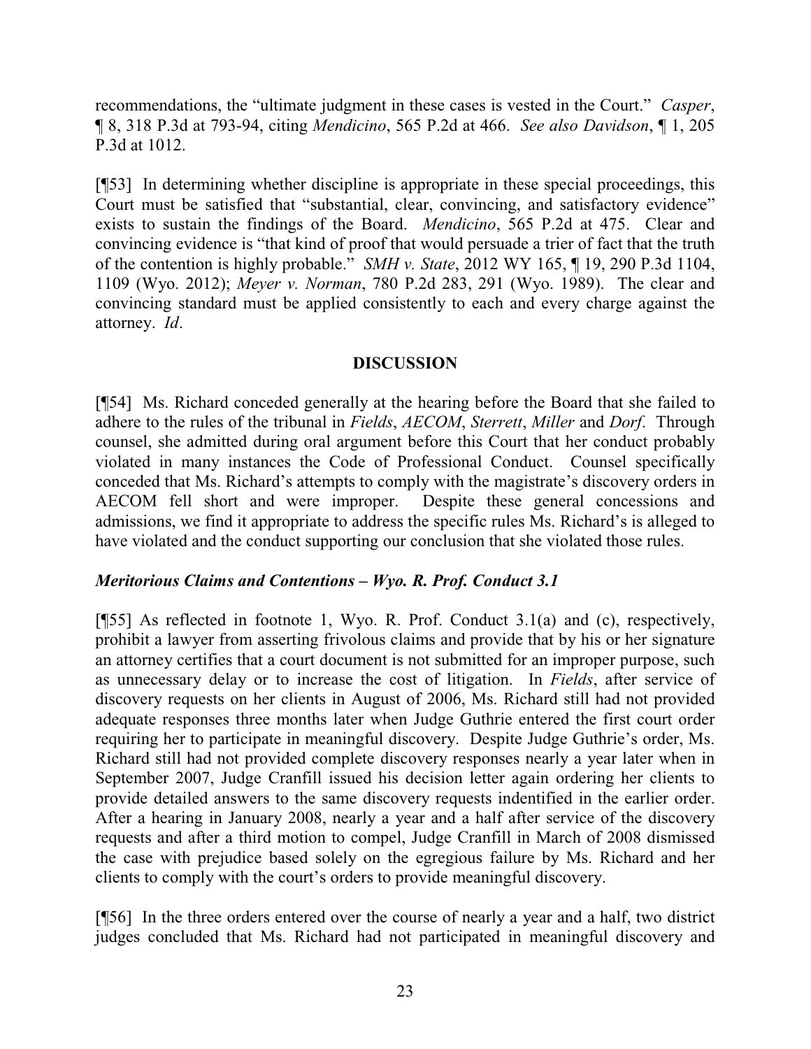recommendations, the "ultimate judgment in these cases is vested in the Court." *Casper*, ¶ 8, 318 P.3d at 793-94, citing *Mendicino*, 565 P.2d at 466. *See also Davidson*, ¶ 1, 205 P.3d at 1012.

[¶53] In determining whether discipline is appropriate in these special proceedings, this Court must be satisfied that "substantial, clear, convincing, and satisfactory evidence" exists to sustain the findings of the Board. *Mendicino*, 565 P.2d at 475. Clear and convincing evidence is "that kind of proof that would persuade a trier of fact that the truth of the contention is highly probable." *SMH v. State*, 2012 WY 165, ¶ 19, 290 P.3d 1104, 1109 (Wyo. 2012); *Meyer v. Norman*, 780 P.2d 283, 291 (Wyo. 1989). The clear and convincing standard must be applied consistently to each and every charge against the attorney. *Id*.

## DISCUSSION

[¶54] Ms. Richard conceded generally at the hearing before the Board that she failed to adhere to the rules of the tribunal in *Fields*, *AECOM*, *Sterrett*, *Miller* and *Dorf*. Through counsel, she admitted during oral argument before this Court that her conduct probably violated in many instances the Code of Professional Conduct. Counsel specifically conceded that Ms. Richard's attempts to comply with the magistrate's discovery orders in AECOM fell short and were improper. Despite these general concessions and admissions, we find it appropriate to address the specific rules Ms. Richard's is alleged to have violated and the conduct supporting our conclusion that she violated those rules.

### *Meritorious Claims and Contentions – Wyo. R. Prof. Conduct 3.1*

[¶55] As reflected in footnote 1, Wyo. R. Prof. Conduct 3.1(a) and (c), respectively, prohibit a lawyer from asserting frivolous claims and provide that by his or her signature an attorney certifies that a court document is not submitted for an improper purpose, such as unnecessary delay or to increase the cost of litigation. In *Fields*, after service of discovery requests on her clients in August of 2006, Ms. Richard still had not provided adequate responses three months later when Judge Guthrie entered the first court order requiring her to participate in meaningful discovery. Despite Judge Guthrie's order, Ms. Richard still had not provided complete discovery responses nearly a year later when in September 2007, Judge Cranfill issued his decision letter again ordering her clients to provide detailed answers to the same discovery requests indentified in the earlier order. After a hearing in January 2008, nearly a year and a half after service of the discovery requests and after a third motion to compel, Judge Cranfill in March of 2008 dismissed the case with prejudice based solely on the egregious failure by Ms. Richard and her clients to comply with the court's orders to provide meaningful discovery.

[¶56] In the three orders entered over the course of nearly a year and a half, two district judges concluded that Ms. Richard had not participated in meaningful discovery and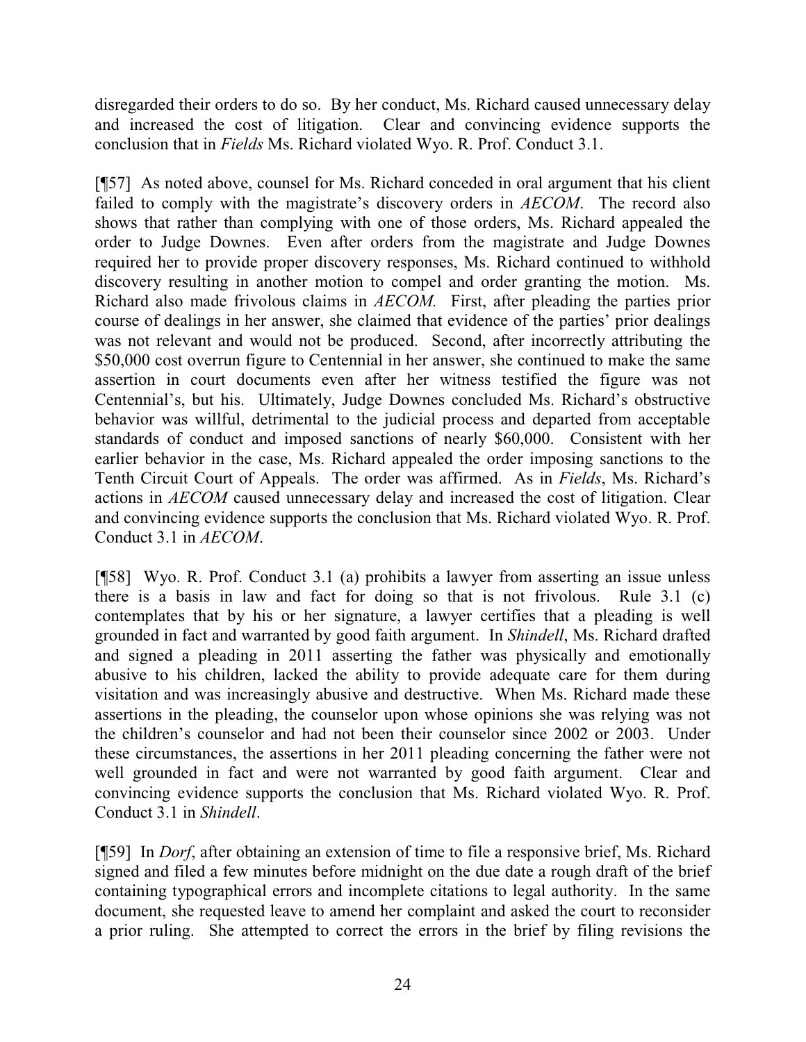disregarded their orders to do so. By her conduct, Ms. Richard caused unnecessary delay and increased the cost of litigation. Clear and convincing evidence supports the conclusion that in *Fields* Ms. Richard violated Wyo. R. Prof. Conduct 3.1.

[¶57] As noted above, counsel for Ms. Richard conceded in oral argument that his client failed to comply with the magistrate's discovery orders in *AECOM*. The record also shows that rather than complying with one of those orders, Ms. Richard appealed the order to Judge Downes. Even after orders from the magistrate and Judge Downes required her to provide proper discovery responses, Ms. Richard continued to withhold discovery resulting in another motion to compel and order granting the motion. Ms. Richard also made frivolous claims in *AECOM.* First, after pleading the parties prior course of dealings in her answer, she claimed that evidence of the parties' prior dealings was not relevant and would not be produced. Second, after incorrectly attributing the $50,000 cost overrun figure to Centennial in her answer, she continued to make the same assertion in court documents even after her witness testified the figure was not Centennial's, but his. Ultimately, Judge Downes concluded Ms. Richard's obstructive behavior was willful, detrimental to the judicial process and departed from acceptable standards of conduct and imposed sanctions of nearly $60,000. Consistent with her earlier behavior in the case, Ms. Richard appealed the order imposing sanctions to the Tenth Circuit Court of Appeals. The order was affirmed. As in *Fields*, Ms. Richard's actions in *AECOM* caused unnecessary delay and increased the cost of litigation. Clear and convincing evidence supports the conclusion that Ms. Richard violated Wyo. R. Prof. Conduct 3.1 in *AECOM*.

[¶58] Wyo. R. Prof. Conduct 3.1 (a) prohibits a lawyer from asserting an issue unless there is a basis in law and fact for doing so that is not frivolous. Rule 3.1 (c) contemplates that by his or her signature, a lawyer certifies that a pleading is well grounded in fact and warranted by good faith argument. In *Shindell*, Ms. Richard drafted and signed a pleading in 2011 asserting the father was physically and emotionally abusive to his children, lacked the ability to provide adequate care for them during visitation and was increasingly abusive and destructive. When Ms. Richard made these assertions in the pleading, the counselor upon whose opinions she was relying was not the children's counselor and had not been their counselor since 2002 or 2003. Under these circumstances, the assertions in her 2011 pleading concerning the father were not well grounded in fact and were not warranted by good faith argument. Clear and convincing evidence supports the conclusion that Ms. Richard violated Wyo. R. Prof. Conduct 3.1 in *Shindell*.

[¶59] In *Dorf*, after obtaining an extension of time to file a responsive brief, Ms. Richard signed and filed a few minutes before midnight on the due date a rough draft of the brief containing typographical errors and incomplete citations to legal authority. In the same document, she requested leave to amend her complaint and asked the court to reconsider a prior ruling. She attempted to correct the errors in the brief by filing revisions the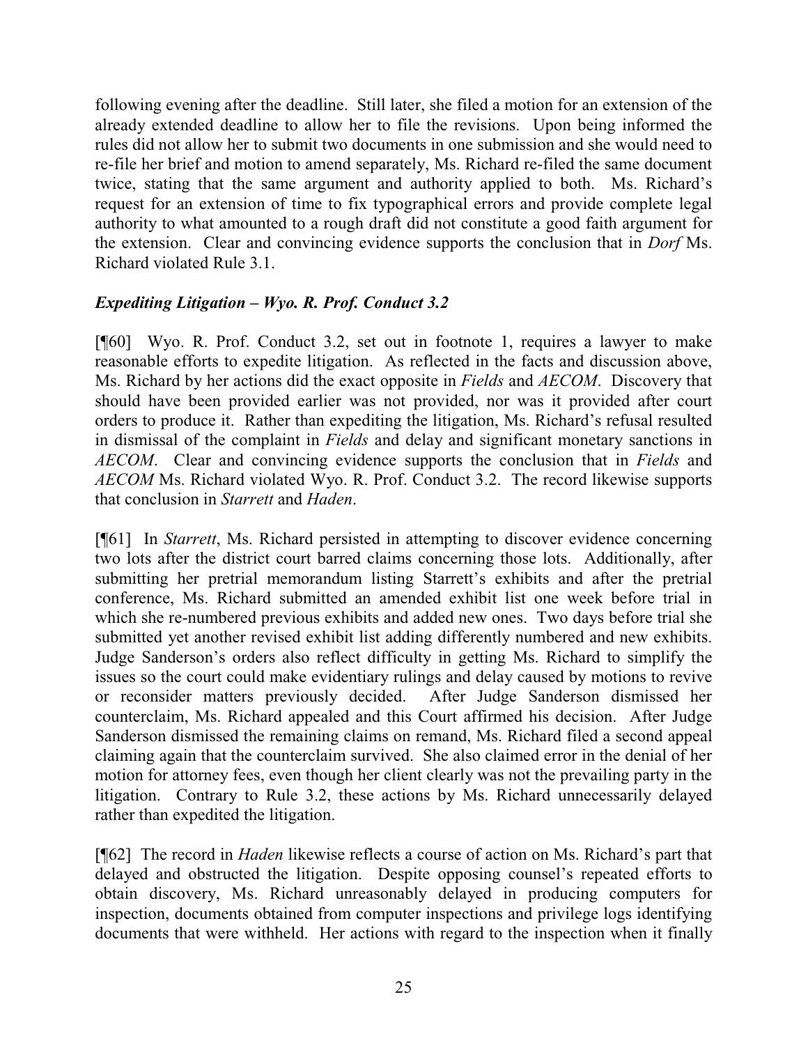following evening after the deadline. Still later, she filed a motion for an extension of the already extended deadline to allow her to file the revisions. Upon being informed the rules did not allow her to submit two documents in one submission and she would need to re-file her brief and motion to amend separately, Ms. Richard re-filed the same document twice, stating that the same argument and authority applied to both. Ms. Richard's request for an extension of time to fix typographical errors and provide complete legal authority to what amounted to a rough draft did not constitute a good faith argument for the extension. Clear and convincing evidence supports the conclusion that in *Dorf* Ms. Richard violated Rule 3.1.

### *Expediting Litigation – Wyo. R. Prof. Conduct 3.2*

[¶60] Wyo. R. Prof. Conduct 3.2, set out in footnote 1, requires a lawyer to make reasonable efforts to expedite litigation. As reflected in the facts and discussion above, Ms. Richard by her actions did the exact opposite in *Fields* and *AECOM*. Discovery that should have been provided earlier was not provided, nor was it provided after court orders to produce it. Rather than expediting the litigation, Ms. Richard's refusal resulted in dismissal of the complaint in *Fields* and delay and significant monetary sanctions in *AECOM*. Clear and convincing evidence supports the conclusion that in *Fields* and *AECOM* Ms. Richard violated Wyo. R. Prof. Conduct 3.2. The record likewise supports that conclusion in *Starrett* and *Haden*.

[¶61] In *Starrett*, Ms. Richard persisted in attempting to discover evidence concerning two lots after the district court barred claims concerning those lots. Additionally, after submitting her pretrial memorandum listing Starrett's exhibits and after the pretrial conference, Ms. Richard submitted an amended exhibit list one week before trial in which she re-numbered previous exhibits and added new ones. Two days before trial she submitted yet another revised exhibit list adding differently numbered and new exhibits. Judge Sanderson's orders also reflect difficulty in getting Ms. Richard to simplify the issues so the court could make evidentiary rulings and delay caused by motions to revive or reconsider matters previously decided. After Judge Sanderson dismissed her counterclaim, Ms. Richard appealed and this Court affirmed his decision. After Judge Sanderson dismissed the remaining claims on remand, Ms. Richard filed a second appeal claiming again that the counterclaim survived. She also claimed error in the denial of her motion for attorney fees, even though her client clearly was not the prevailing party in the litigation. Contrary to Rule 3.2, these actions by Ms. Richard unnecessarily delayed rather than expedited the litigation.

[¶62] The record in *Haden* likewise reflects a course of action on Ms. Richard's part that delayed and obstructed the litigation. Despite opposing counsel's repeated efforts to obtain discovery, Ms. Richard unreasonably delayed in producing computers for inspection, documents obtained from computer inspections and privilege logs identifying documents that were withheld. Her actions with regard to the inspection when it finally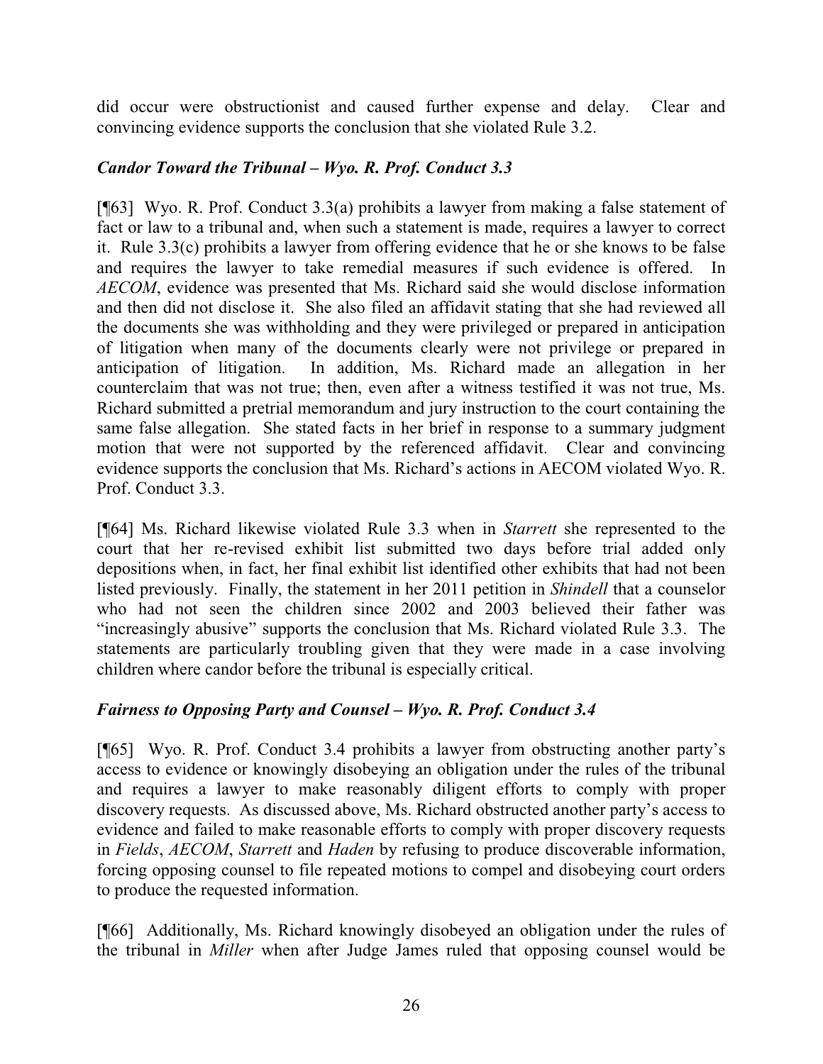did occur were obstructionist and caused further expense and delay. Clear and convincing evidence supports the conclusion that she violated Rule 3.2.

### *Candor Toward the Tribunal – Wyo. R. Prof. Conduct 3.3*

[¶63] Wyo. R. Prof. Conduct 3.3(a) prohibits a lawyer from making a false statement of fact or law to a tribunal and, when such a statement is made, requires a lawyer to correct it. Rule 3.3(c) prohibits a lawyer from offering evidence that he or she knows to be false and requires the lawyer to take remedial measures if such evidence is offered. In *AECOM*, evidence was presented that Ms. Richard said she would disclose information and then did not disclose it. She also filed an affidavit stating that she had reviewed all the documents she was withholding and they were privileged or prepared in anticipation of litigation when many of the documents clearly were not privilege or prepared in anticipation of litigation. In addition, Ms. Richard made an allegation in her counterclaim that was not true; then, even after a witness testified it was not true, Ms. Richard submitted a pretrial memorandum and jury instruction to the court containing the same false allegation. She stated facts in her brief in response to a summary judgment motion that were not supported by the referenced affidavit. Clear and convincing evidence supports the conclusion that Ms. Richard's actions in AECOM violated Wyo. R. Prof. Conduct 3.3.

[¶64] Ms. Richard likewise violated Rule 3.3 when in *Starrett* she represented to the court that her re-revised exhibit list submitted two days before trial added only depositions when, in fact, her final exhibit list identified other exhibits that had not been listed previously. Finally, the statement in her 2011 petition in *Shindell* that a counselor who had not seen the children since 2002 and 2003 believed their father was "increasingly abusive" supports the conclusion that Ms. Richard violated Rule 3.3. The statements are particularly troubling given that they were made in a case involving children where candor before the tribunal is especially critical.

### *Fairness to Opposing Party and Counsel – Wyo. R. Prof. Conduct 3.4*

[¶65] Wyo. R. Prof. Conduct 3.4 prohibits a lawyer from obstructing another party's access to evidence or knowingly disobeying an obligation under the rules of the tribunal and requires a lawyer to make reasonably diligent efforts to comply with proper discovery requests. As discussed above, Ms. Richard obstructed another party's access to evidence and failed to make reasonable efforts to comply with proper discovery requests in *Fields*, *AECOM*, *Starrett* and *Haden* by refusing to produce discoverable information, forcing opposing counsel to file repeated motions to compel and disobeying court orders to produce the requested information.

[¶66] Additionally, Ms. Richard knowingly disobeyed an obligation under the rules of the tribunal in *Miller* when after Judge James ruled that opposing counsel would be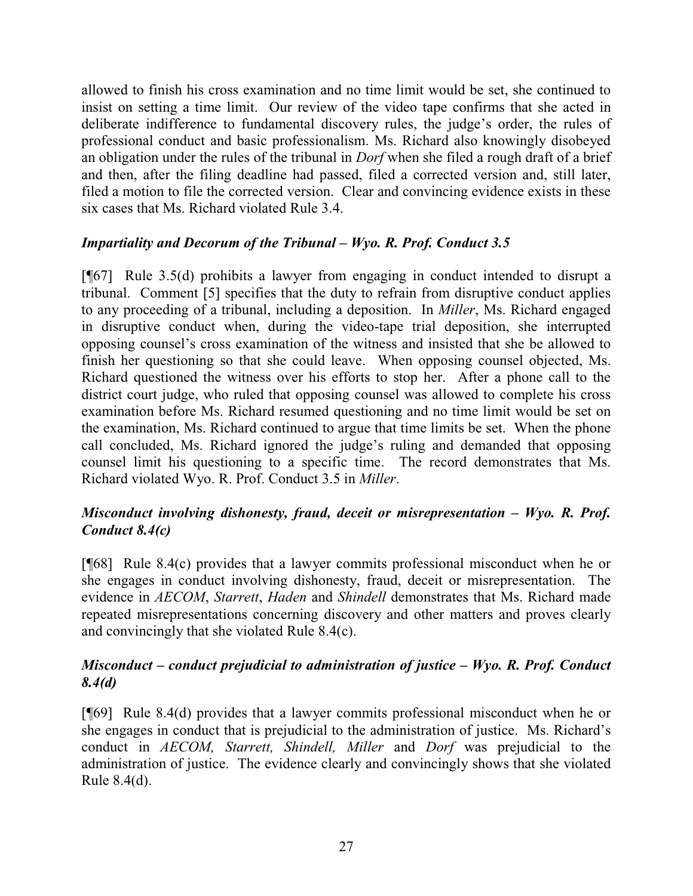allowed to finish his cross examination and no time limit would be set, she continued to insist on setting a time limit. Our review of the video tape confirms that she acted in deliberate indifference to fundamental discovery rules, the judge's order, the rules of professional conduct and basic professionalism. Ms. Richard also knowingly disobeyed an obligation under the rules of the tribunal in *Dorf* when she filed a rough draft of a brief and then, after the filing deadline had passed, filed a corrected version and, still later, filed a motion to file the corrected version. Clear and convincing evidence exists in these six cases that Ms. Richard violated Rule 3.4.

### *Impartiality and Decorum of the Tribunal – Wyo. R. Prof. Conduct 3.5*

[¶67] Rule 3.5(d) prohibits a lawyer from engaging in conduct intended to disrupt a tribunal. Comment [5] specifies that the duty to refrain from disruptive conduct applies to any proceeding of a tribunal, including a deposition. In *Miller*, Ms. Richard engaged in disruptive conduct when, during the video-tape trial deposition, she interrupted opposing counsel's cross examination of the witness and insisted that she be allowed to finish her questioning so that she could leave. When opposing counsel objected, Ms. Richard questioned the witness over his efforts to stop her. After a phone call to the district court judge, who ruled that opposing counsel was allowed to complete his cross examination before Ms. Richard resumed questioning and no time limit would be set on the examination, Ms. Richard continued to argue that time limits be set. When the phone call concluded, Ms. Richard ignored the judge's ruling and demanded that opposing counsel limit his questioning to a specific time. The record demonstrates that Ms. Richard violated Wyo. R. Prof. Conduct 3.5 in *Miller*.

### *Misconduct involving dishonesty, fraud, deceit or misrepresentation – Wyo. R. Prof. Conduct 8.4(c)*

[¶68] Rule 8.4(c) provides that a lawyer commits professional misconduct when he or she engages in conduct involving dishonesty, fraud, deceit or misrepresentation. The evidence in *AECOM*, *Starrett*, *Haden* and *Shindell* demonstrates that Ms. Richard made repeated misrepresentations concerning discovery and other matters and proves clearly and convincingly that she violated Rule 8.4(c).

### *Misconduct – conduct prejudicial to administration of justice – Wyo. R. Prof. Conduct 8.4(d)*

[¶69] Rule 8.4(d) provides that a lawyer commits professional misconduct when he or she engages in conduct that is prejudicial to the administration of justice. Ms. Richard's conduct in *AECOM, Starrett, Shindell, Miller* and *Dorf* was prejudicial to the administration of justice. The evidence clearly and convincingly shows that she violated Rule 8.4(d).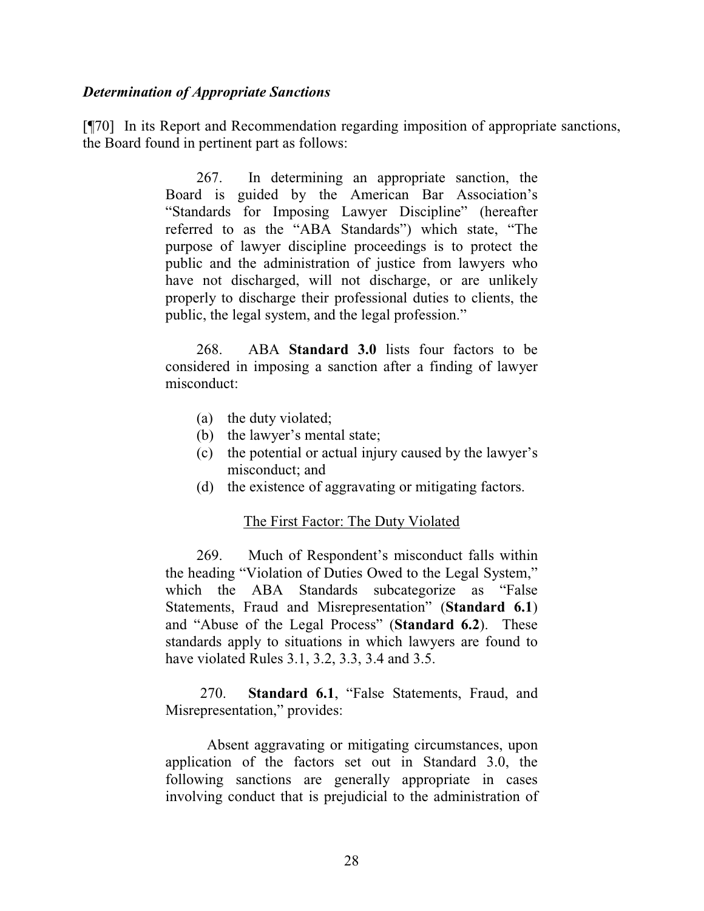***Determination of Appropriate Sanctions***

[¶70] In its Report and Recommendation regarding imposition of appropriate sanctions, the Board found in pertinent part as follows:

> 267. In determining an appropriate sanction, the Board is guided by the American Bar Association's "Standards for Imposing Lawyer Discipline" (hereafter referred to as the "ABA Standards") which state, "The purpose of lawyer discipline proceedings is to protect the public and the administration of justice from lawyers who have not discharged, will not discharge, or are unlikely properly to discharge their professional duties to clients, the public, the legal system, and the legal profession."
>
> 268. ABA **Standard 3.0** lists four factors to be considered in imposing a sanction after a finding of lawyer misconduct:
>
> (a) the duty violated;
> (b) the lawyer's mental state;
> (c) the potential or actual injury caused by the lawyer's misconduct; and
> (d) the existence of aggravating or mitigating factors.
>
> The First Factor: The Duty Violated
>
> 269. Much of Respondent's misconduct falls within the heading "Violation of Duties Owed to the Legal System," which the ABA Standards subcategorize as "False Statements, Fraud and Misrepresentation" (**Standard 6.1**) and "Abuse of the Legal Process" (**Standard 6.2**). These standards apply to situations in which lawyers are found to have violated Rules 3.1, 3.2, 3.3, 3.4 and 3.5.
>
> 270. **Standard 6.1**, "False Statements, Fraud, and Misrepresentation," provides:
>
> Absent aggravating or mitigating circumstances, upon application of the factors set out in Standard 3.0, the following sanctions are generally appropriate in cases involving conduct that is prejudicial to the administration of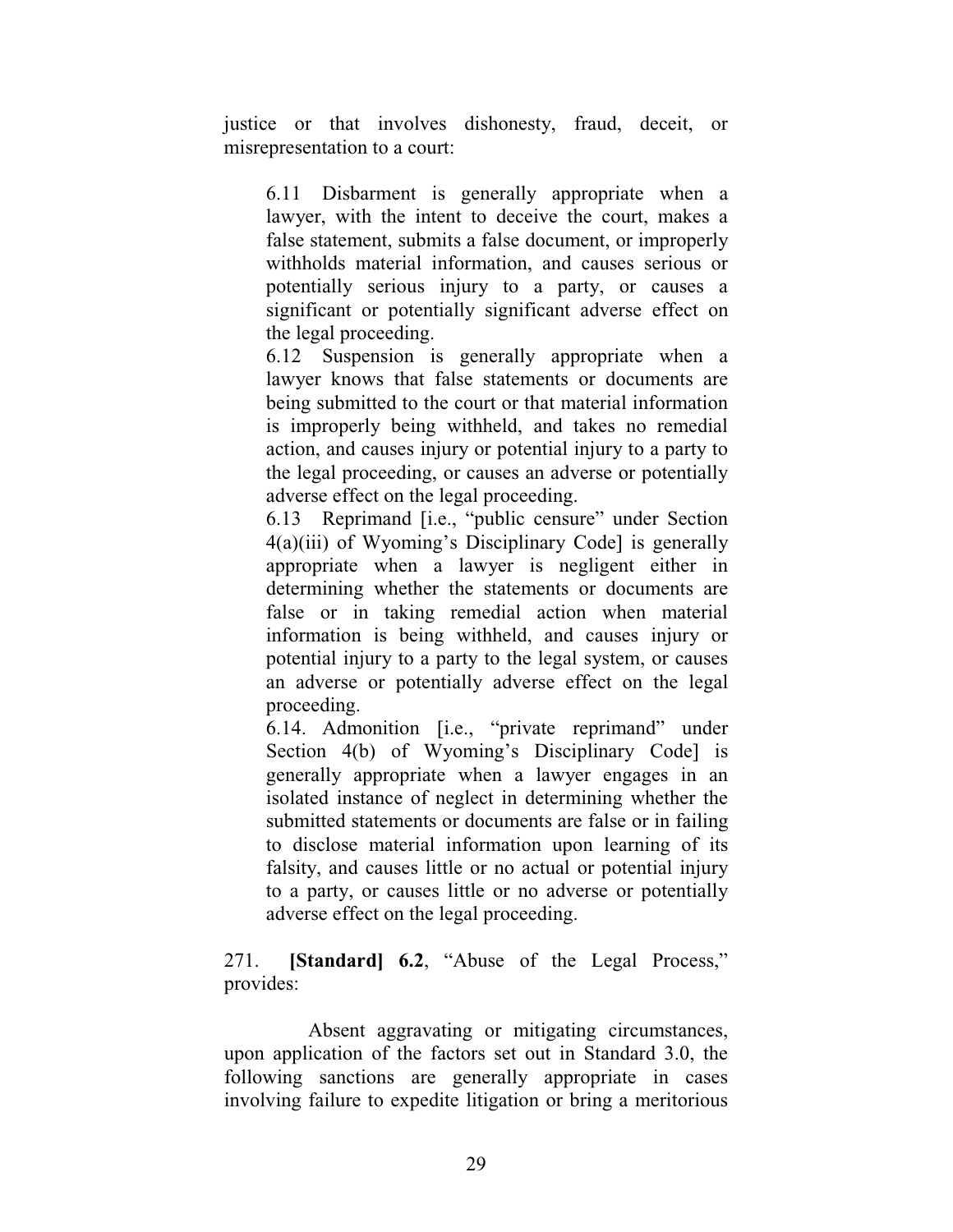justice or that involves dishonesty, fraud, deceit, or misrepresentation to a court:

> 6.11 Disbarment is generally appropriate when a lawyer, with the intent to deceive the court, makes a false statement, submits a false document, or improperly withholds material information, and causes serious or potentially serious injury to a party, or causes a significant or potentially significant adverse effect on the legal proceeding.
>
> 6.12 Suspension is generally appropriate when a lawyer knows that false statements or documents are being submitted to the court or that material information is improperly being withheld, and takes no remedial action, and causes injury or potential injury to a party to the legal proceeding, or causes an adverse or potentially adverse effect on the legal proceeding.
>
> 6.13 Reprimand [i.e., "public censure" under Section 4(a)(iii) of Wyoming's Disciplinary Code] is generally appropriate when a lawyer is negligent either in determining whether the statements or documents are false or in taking remedial action when material information is being withheld, and causes injury or potential injury to a party to the legal system, or causes an adverse or potentially adverse effect on the legal proceeding.
>
> 6.14. Admonition [i.e., "private reprimand" under Section 4(b) of Wyoming's Disciplinary Code] is generally appropriate when a lawyer engages in an isolated instance of neglect in determining whether the submitted statements or documents are false or in failing to disclose material information upon learning of its falsity, and causes little or no actual or potential injury to a party, or causes little or no adverse or potentially adverse effect on the legal proceeding.

271. **[Standard] 6.2**, "Abuse of the Legal Process," provides:

Absent aggravating or mitigating circumstances, upon application of the factors set out in Standard 3.0, the following sanctions are generally appropriate in cases involving failure to expedite litigation or bring a meritorious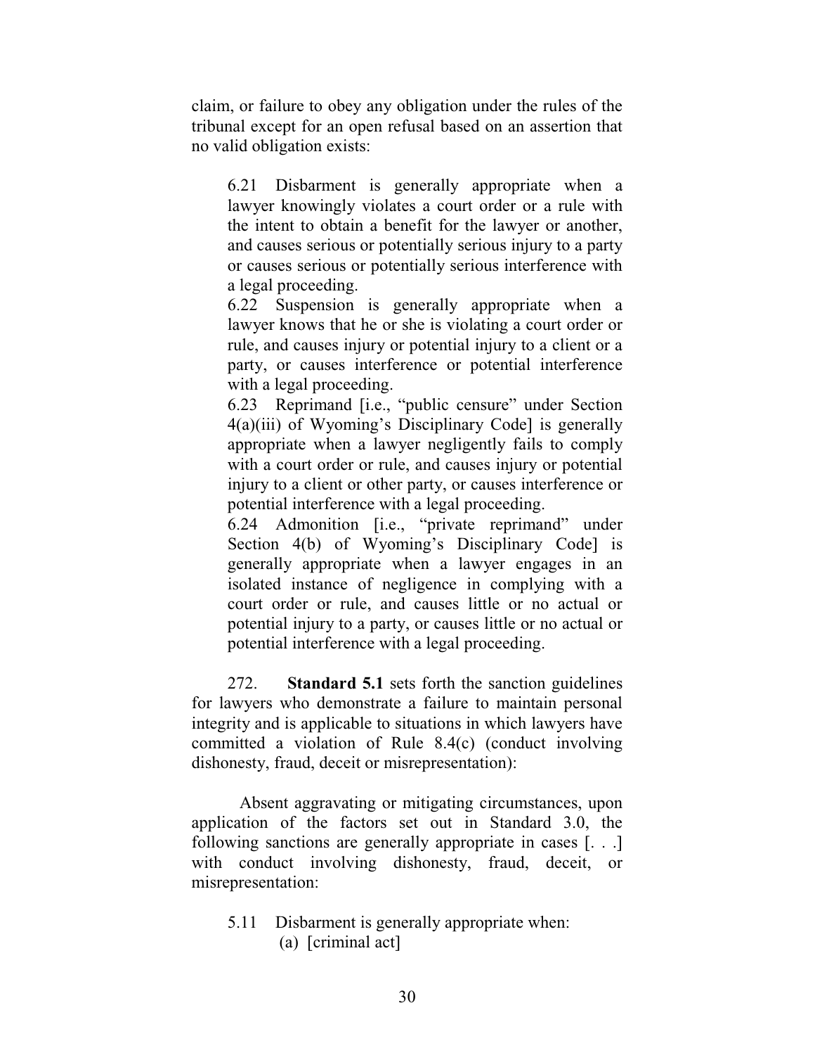claim, or failure to obey any obligation under the rules of the tribunal except for an open refusal based on an assertion that no valid obligation exists:

> 6.21 Disbarment is generally appropriate when a lawyer knowingly violates a court order or a rule with the intent to obtain a benefit for the lawyer or another, and causes serious or potentially serious injury to a party or causes serious or potentially serious interference with a legal proceeding.
>
> 6.22 Suspension is generally appropriate when a lawyer knows that he or she is violating a court order or rule, and causes injury or potential injury to a client or a party, or causes interference or potential interference with a legal proceeding.
>
> 6.23 Reprimand [i.e., "public censure" under Section 4(a)(iii) of Wyoming's Disciplinary Code] is generally appropriate when a lawyer negligently fails to comply with a court order or rule, and causes injury or potential injury to a client or other party, or causes interference or potential interference with a legal proceeding.
>
> 6.24 Admonition [i.e., "private reprimand" under Section 4(b) of Wyoming's Disciplinary Code] is generally appropriate when a lawyer engages in an isolated instance of negligence in complying with a court order or rule, and causes little or no actual or potential injury to a party, or causes little or no actual or potential interference with a legal proceeding.

272. **Standard 5.1** sets forth the sanction guidelines for lawyers who demonstrate a failure to maintain personal integrity and is applicable to situations in which lawyers have committed a violation of Rule 8.4(c) (conduct involving dishonesty, fraud, deceit or misrepresentation):

Absent aggravating or mitigating circumstances, upon application of the factors set out in Standard 3.0, the following sanctions are generally appropriate in cases [. . .] with conduct involving dishonesty, fraud, deceit, or misrepresentation:

> 5.11 Disbarment is generally appropriate when:
>
> (a) [criminal act]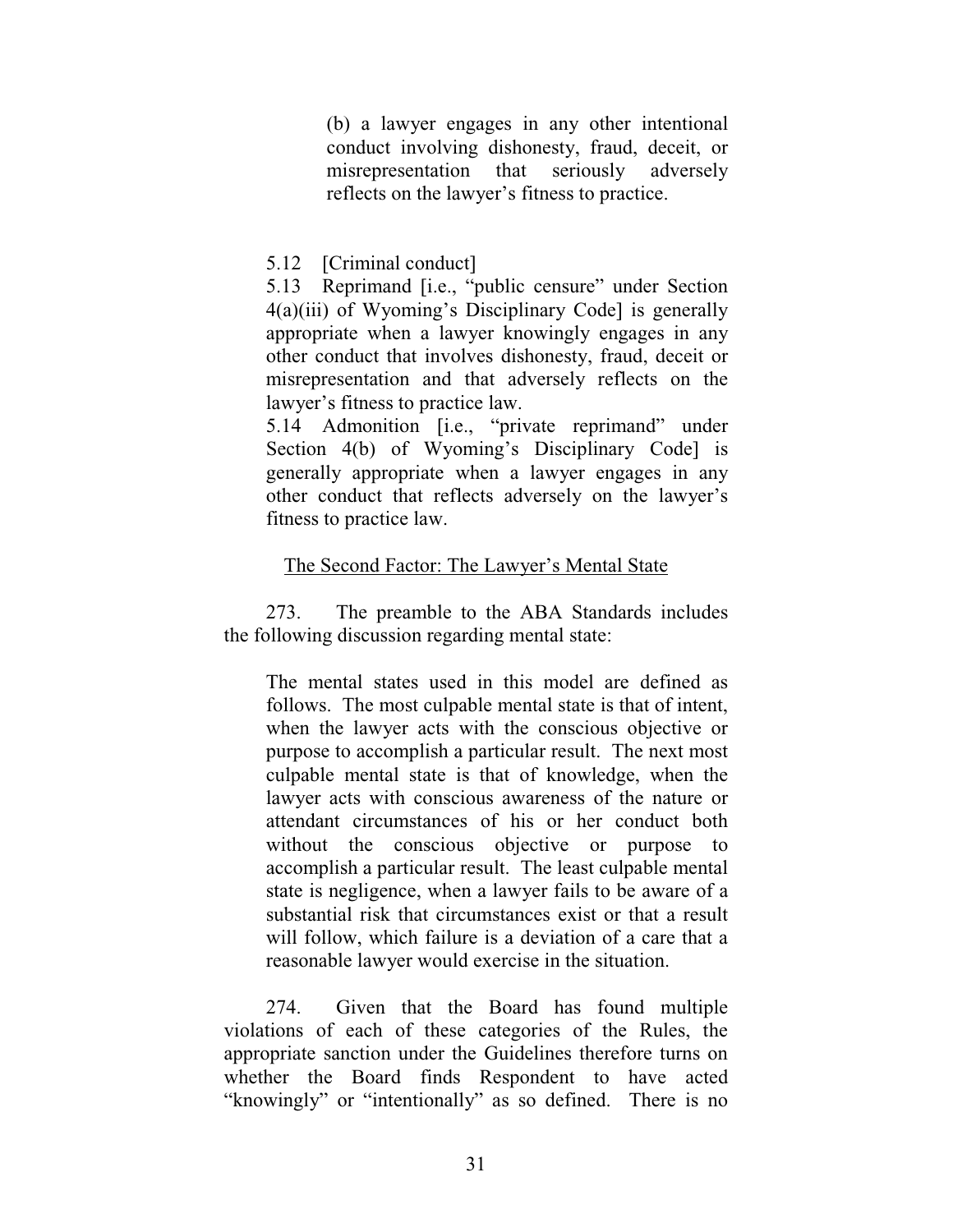> (b) a lawyer engages in any other intentional conduct involving dishonesty, fraud, deceit, or misrepresentation that seriously adversely reflects on the lawyer's fitness to practice.
>
> 5.12 [Criminal conduct]
>
> 5.13 Reprimand [i.e., "public censure" under Section 4(a)(iii) of Wyoming's Disciplinary Code] is generally appropriate when a lawyer knowingly engages in any other conduct that involves dishonesty, fraud, deceit or misrepresentation and that adversely reflects on the lawyer's fitness to practice law.
>
> 5.14 Admonition [i.e., "private reprimand" under Section 4(b) of Wyoming's Disciplinary Code] is generally appropriate when a lawyer engages in any other conduct that reflects adversely on the lawyer's fitness to practice law.

<u>The Second Factor: The Lawyer's Mental State</u>

273. The preamble to the ABA Standards includes the following discussion regarding mental state:

> The mental states used in this model are defined as follows. The most culpable mental state is that of intent, when the lawyer acts with the conscious objective or purpose to accomplish a particular result. The next most culpable mental state is that of knowledge, when the lawyer acts with conscious awareness of the nature or attendant circumstances of his or her conduct both without the conscious objective or purpose to accomplish a particular result. The least culpable mental state is negligence, when a lawyer fails to be aware of a substantial risk that circumstances exist or that a result will follow, which failure is a deviation of a care that a reasonable lawyer would exercise in the situation.

274. Given that the Board has found multiple violations of each of these categories of the Rules, the appropriate sanction under the Guidelines therefore turns on whether the Board finds Respondent to have acted "knowingly" or "intentionally" as so defined. There is no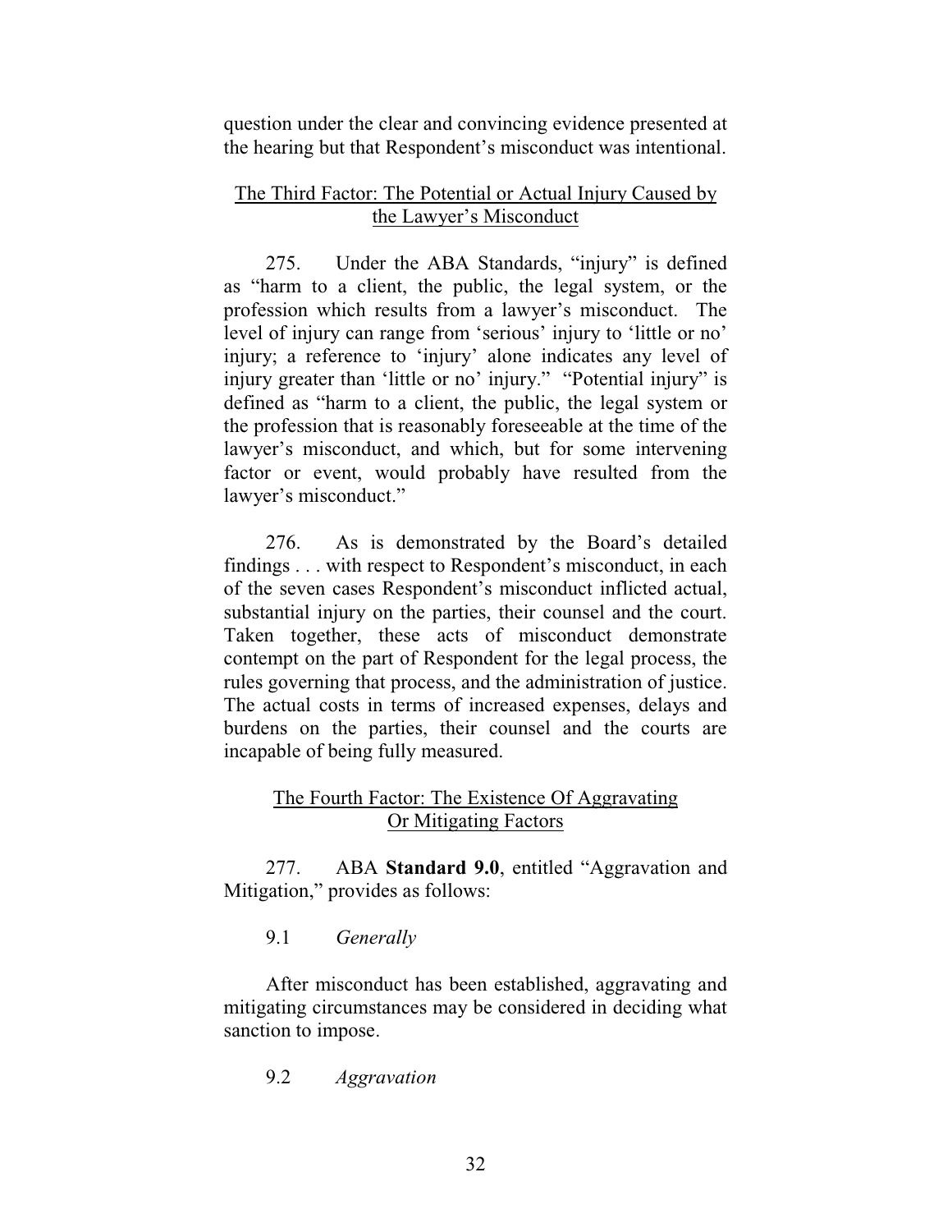question under the clear and convincing evidence presented at the hearing but that Respondent's misconduct was intentional.

<u>The Third Factor: The Potential or Actual Injury Caused by the Lawyer's Misconduct</u>

275. Under the ABA Standards, "injury" is defined as "harm to a client, the public, the legal system, or the profession which results from a lawyer's misconduct. The level of injury can range from 'serious' injury to 'little or no' injury; a reference to 'injury' alone indicates any level of injury greater than 'little or no' injury." "Potential injury" is defined as "harm to a client, the public, the legal system or the profession that is reasonably foreseeable at the time of the lawyer's misconduct, and which, but for some intervening factor or event, would probably have resulted from the lawyer's misconduct."

276. As is demonstrated by the Board's detailed findings . . . with respect to Respondent's misconduct, in each of the seven cases Respondent's misconduct inflicted actual, substantial injury on the parties, their counsel and the court. Taken together, these acts of misconduct demonstrate contempt on the part of Respondent for the legal process, the rules governing that process, and the administration of justice. The actual costs in terms of increased expenses, delays and burdens on the parties, their counsel and the courts are incapable of being fully measured.

<u>The Fourth Factor: The Existence Of Aggravating Or Mitigating Factors</u>

277. ABA **Standard 9.0**, entitled "Aggravation and Mitigation," provides as follows:

9.1 *Generally*

After misconduct has been established, aggravating and mitigating circumstances may be considered in deciding what sanction to impose.

9.2 *Aggravation*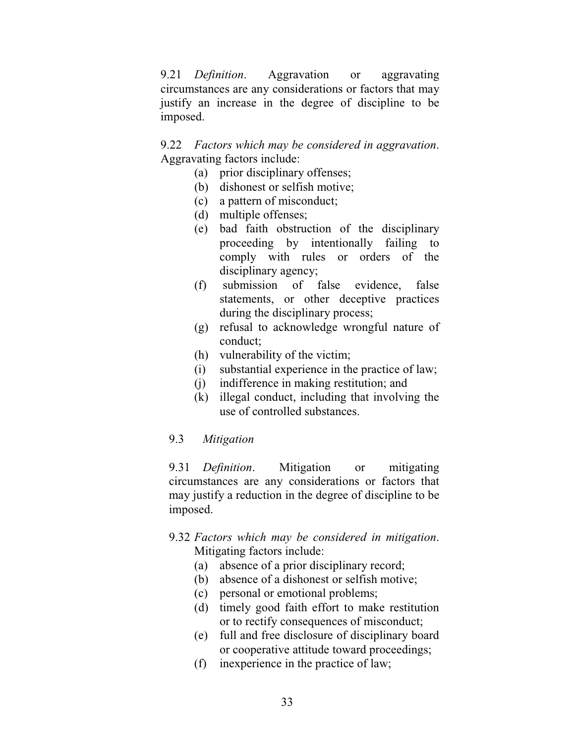9.21 *Definition*. Aggravation or aggravating circumstances are any considerations or factors that may justify an increase in the degree of discipline to be imposed.

9.22 *Factors which may be considered in aggravation*. Aggravating factors include:

- (a) prior disciplinary offenses;
- (b) dishonest or selfish motive;
- (c) a pattern of misconduct;
- (d) multiple offenses;
- (e) bad faith obstruction of the disciplinary proceeding by intentionally failing to comply with rules or orders of the disciplinary agency;
- (f) submission of false evidence, false statements, or other deceptive practices during the disciplinary process;
- (g) refusal to acknowledge wrongful nature of conduct;
- (h) vulnerability of the victim;
- (i) substantial experience in the practice of law;
- (j) indifference in making restitution; and
- (k) illegal conduct, including that involving the use of controlled substances.

9.3 *Mitigation*

9.31 *Definition*. Mitigation or mitigating circumstances are any considerations or factors that may justify a reduction in the degree of discipline to be imposed.

9.32 *Factors which may be considered in mitigation*. Mitigating factors include:

- (a) absence of a prior disciplinary record;
- (b) absence of a dishonest or selfish motive;
- (c) personal or emotional problems;
- (d) timely good faith effort to make restitution or to rectify consequences of misconduct;
- (e) full and free disclosure of disciplinary board or cooperative attitude toward proceedings;
- (f) inexperience in the practice of law;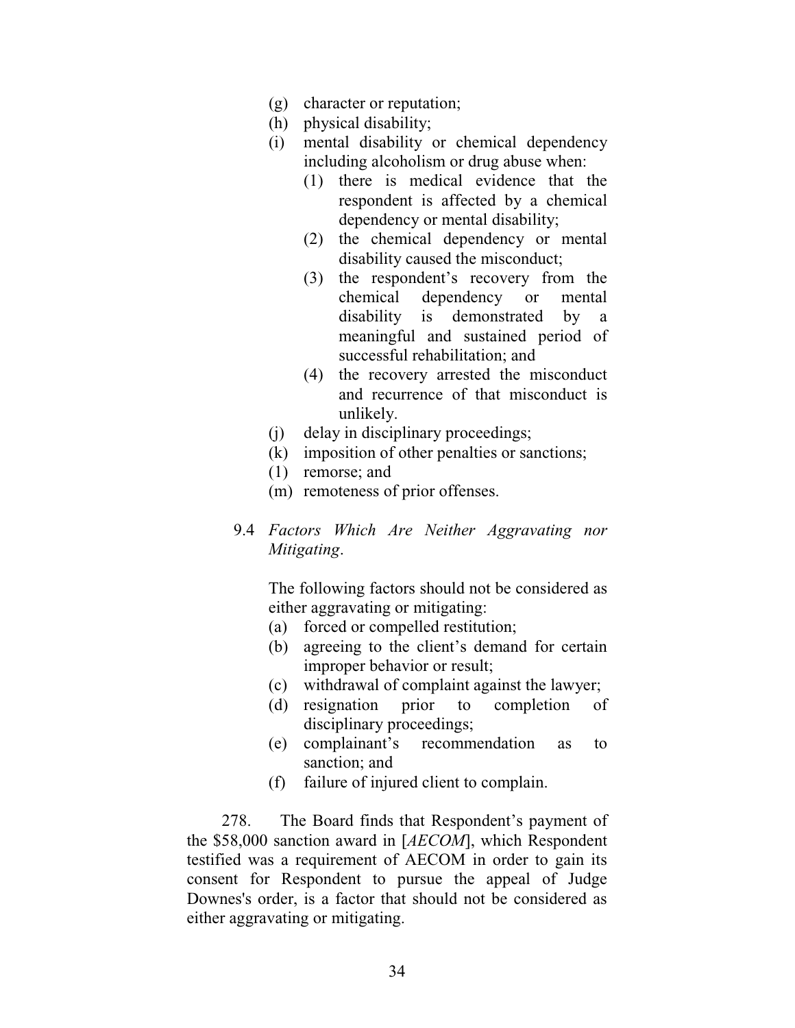(g) character or reputation;
(h) physical disability;
(i) mental disability or chemical dependency including alcoholism or drug abuse when:
    (1) there is medical evidence that the respondent is affected by a chemical dependency or mental disability;
    (2) the chemical dependency or mental disability caused the misconduct;
    (3) the respondent's recovery from the chemical dependency or mental disability is demonstrated by a meaningful and sustained period of successful rehabilitation; and
    (4) the recovery arrested the misconduct and recurrence of that misconduct is unlikely.
(j) delay in disciplinary proceedings;
(k) imposition of other penalties or sanctions;
(1) remorse; and
(m) remoteness of prior offenses.

9.4 *Factors Which Are Neither Aggravating nor Mitigating*.

The following factors should not be considered as either aggravating or mitigating:

(a) forced or compelled restitution;
(b) agreeing to the client's demand for certain improper behavior or result;
(c) withdrawal of complaint against the lawyer;
(d) resignation prior to completion of disciplinary proceedings;
(e) complainant's recommendation as to sanction; and
(f) failure of injured client to complain.

278. The Board finds that Respondent's payment of the $58,000 sanction award in [*AECOM*], which Respondent testified was a requirement of AECOM in order to gain its consent for Respondent to pursue the appeal of Judge Downes's order, is a factor that should not be considered as either aggravating or mitigating.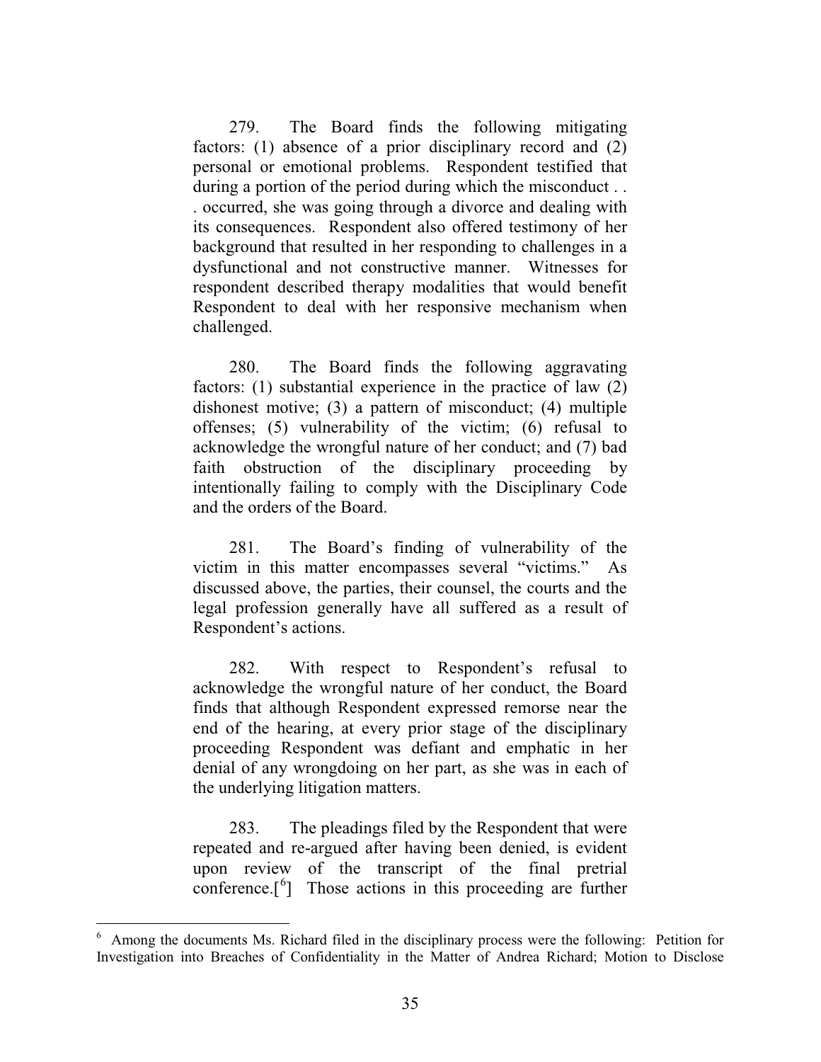279. The Board finds the following mitigating factors: (1) absence of a prior disciplinary record and (2) personal or emotional problems. Respondent testified that during a portion of the period during which the misconduct . . . occurred, she was going through a divorce and dealing with its consequences. Respondent also offered testimony of her background that resulted in her responding to challenges in a dysfunctional and not constructive manner. Witnesses for respondent described therapy modalities that would benefit Respondent to deal with her responsive mechanism when challenged.

280. The Board finds the following aggravating factors: (1) substantial experience in the practice of law (2) dishonest motive; (3) a pattern of misconduct; (4) multiple offenses; (5) vulnerability of the victim; (6) refusal to acknowledge the wrongful nature of her conduct; and (7) bad faith obstruction of the disciplinary proceeding by intentionally failing to comply with the Disciplinary Code and the orders of the Board.

281. The Board's finding of vulnerability of the victim in this matter encompasses several "victims." As discussed above, the parties, their counsel, the courts and the legal profession generally have all suffered as a result of Respondent's actions.

282. With respect to Respondent's refusal to acknowledge the wrongful nature of her conduct, the Board finds that although Respondent expressed remorse near the end of the hearing, at every prior stage of the disciplinary proceeding Respondent was defiant and emphatic in her denial of any wrongdoing on her part, as she was in each of the underlying litigation matters.

283. The pleadings filed by the Respondent that were repeated and re-argued after having been denied, is evident upon review of the transcript of the final pretrial conference.[[6]] Those actions in this proceeding are further

---

[6] Among the documents Ms. Richard filed in the disciplinary process were the following: Petition for Investigation into Breaches of Confidentiality in the Matter of Andrea Richard; Motion to Disclose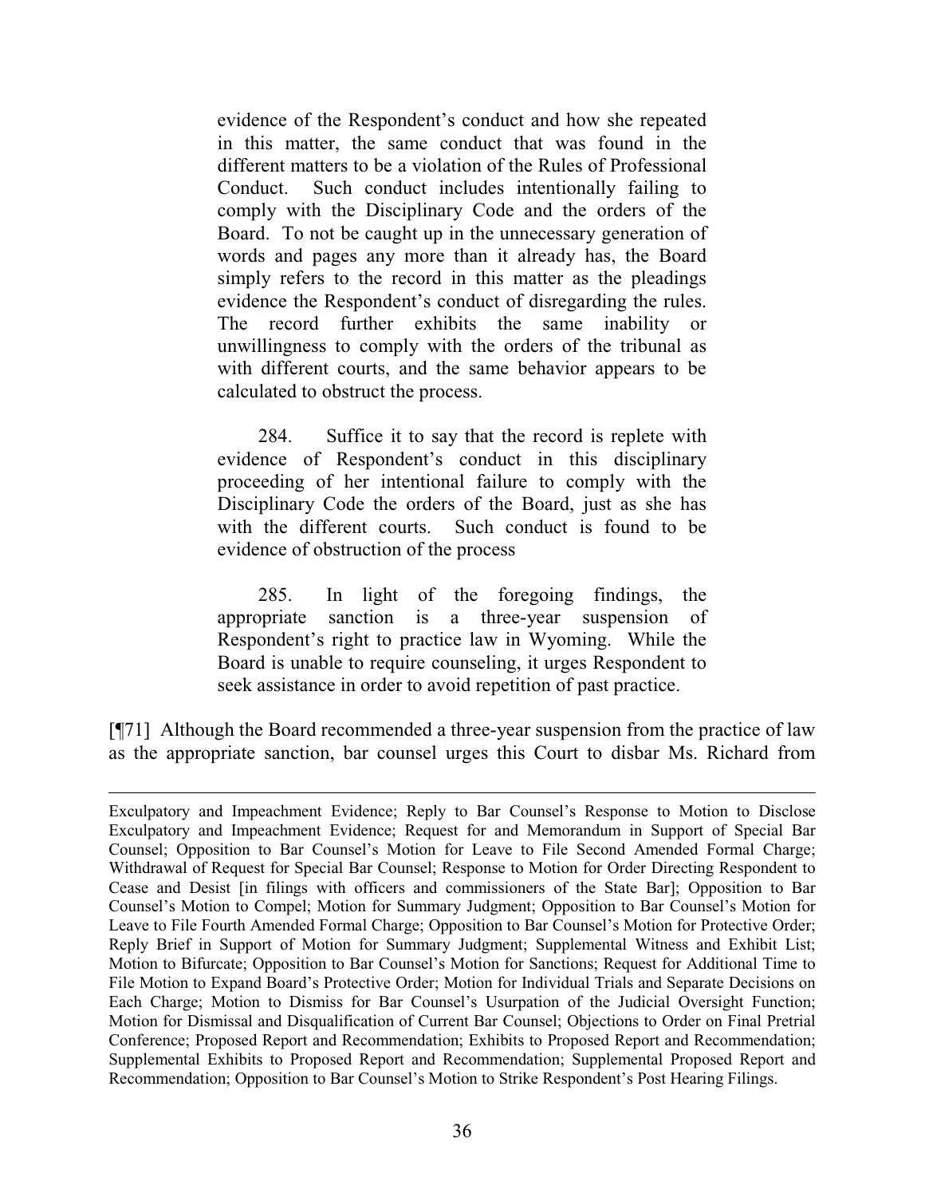> evidence of the Respondent's conduct and how she repeated in this matter, the same conduct that was found in the different matters to be a violation of the Rules of Professional Conduct. Such conduct includes intentionally failing to comply with the Disciplinary Code and the orders of the Board. To not be caught up in the unnecessary generation of words and pages any more than it already has, the Board simply refers to the record in this matter as the pleadings evidence the Respondent's conduct of disregarding the rules. The record further exhibits the same inability or unwillingness to comply with the orders of the tribunal as with different courts, and the same behavior appears to be calculated to obstruct the process.
>
> 284. Suffice it to say that the record is replete with evidence of Respondent's conduct in this disciplinary proceeding of her intentional failure to comply with the Disciplinary Code the orders of the Board, just as she has with the different courts. Such conduct is found to be evidence of obstruction of the process
>
> 285. In light of the foregoing findings, the appropriate sanction is a three-year suspension of Respondent's right to practice law in Wyoming. While the Board is unable to require counseling, it urges Respondent to seek assistance in order to avoid repetition of past practice.

[¶71] Although the Board recommended a three-year suspension from the practice of law as the appropriate sanction, bar counsel urges this Court to disbar Ms. Richard from

---

Exculpatory and Impeachment Evidence; Reply to Bar Counsel's Response to Motion to Disclose Exculpatory and Impeachment Evidence; Request for and Memorandum in Support of Special Bar Counsel; Opposition to Bar Counsel's Motion for Leave to File Second Amended Formal Charge; Withdrawal of Request for Special Bar Counsel; Response to Motion for Order Directing Respondent to Cease and Desist [in filings with officers and commissioners of the State Bar]; Opposition to Bar Counsel's Motion to Compel; Motion for Summary Judgment; Opposition to Bar Counsel's Motion for Leave to File Fourth Amended Formal Charge; Opposition to Bar Counsel's Motion for Protective Order; Reply Brief in Support of Motion for Summary Judgment; Supplemental Witness and Exhibit List; Motion to Bifurcate; Opposition to Bar Counsel's Motion for Sanctions; Request for Additional Time to File Motion to Expand Board's Protective Order; Motion for Individual Trials and Separate Decisions on Each Charge; Motion to Dismiss for Bar Counsel's Usurpation of the Judicial Oversight Function; Motion for Dismissal and Disqualification of Current Bar Counsel; Objections to Order on Final Pretrial Conference; Proposed Report and Recommendation; Exhibits to Proposed Report and Recommendation; Supplemental Exhibits to Proposed Report and Recommendation; Supplemental Proposed Report and Recommendation; Opposition to Bar Counsel's Motion to Strike Respondent's Post Hearing Filings.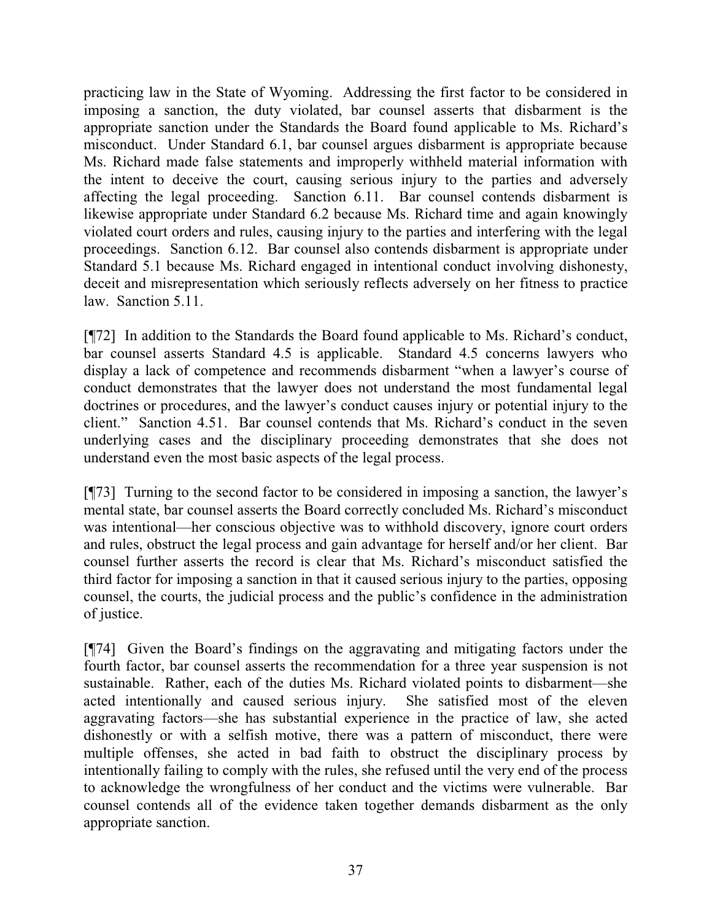practicing law in the State of Wyoming. Addressing the first factor to be considered in imposing a sanction, the duty violated, bar counsel asserts that disbarment is the appropriate sanction under the Standards the Board found applicable to Ms. Richard's misconduct. Under Standard 6.1, bar counsel argues disbarment is appropriate because Ms. Richard made false statements and improperly withheld material information with the intent to deceive the court, causing serious injury to the parties and adversely affecting the legal proceeding. Sanction 6.11. Bar counsel contends disbarment is likewise appropriate under Standard 6.2 because Ms. Richard time and again knowingly violated court orders and rules, causing injury to the parties and interfering with the legal proceedings. Sanction 6.12. Bar counsel also contends disbarment is appropriate under Standard 5.1 because Ms. Richard engaged in intentional conduct involving dishonesty, deceit and misrepresentation which seriously reflects adversely on her fitness to practice law. Sanction 5.11.

[¶72] In addition to the Standards the Board found applicable to Ms. Richard's conduct, bar counsel asserts Standard 4.5 is applicable. Standard 4.5 concerns lawyers who display a lack of competence and recommends disbarment "when a lawyer's course of conduct demonstrates that the lawyer does not understand the most fundamental legal doctrines or procedures, and the lawyer's conduct causes injury or potential injury to the client." Sanction 4.51. Bar counsel contends that Ms. Richard's conduct in the seven underlying cases and the disciplinary proceeding demonstrates that she does not understand even the most basic aspects of the legal process.

[¶73] Turning to the second factor to be considered in imposing a sanction, the lawyer's mental state, bar counsel asserts the Board correctly concluded Ms. Richard's misconduct was intentional—her conscious objective was to withhold discovery, ignore court orders and rules, obstruct the legal process and gain advantage for herself and/or her client. Bar counsel further asserts the record is clear that Ms. Richard's misconduct satisfied the third factor for imposing a sanction in that it caused serious injury to the parties, opposing counsel, the courts, the judicial process and the public's confidence in the administration of justice.

[¶74] Given the Board's findings on the aggravating and mitigating factors under the fourth factor, bar counsel asserts the recommendation for a three year suspension is not sustainable. Rather, each of the duties Ms. Richard violated points to disbarment—she acted intentionally and caused serious injury. She satisfied most of the eleven aggravating factors—she has substantial experience in the practice of law, she acted dishonestly or with a selfish motive, there was a pattern of misconduct, there were multiple offenses, she acted in bad faith to obstruct the disciplinary process by intentionally failing to comply with the rules, she refused until the very end of the process to acknowledge the wrongfulness of her conduct and the victims were vulnerable. Bar counsel contends all of the evidence taken together demands disbarment as the only appropriate sanction.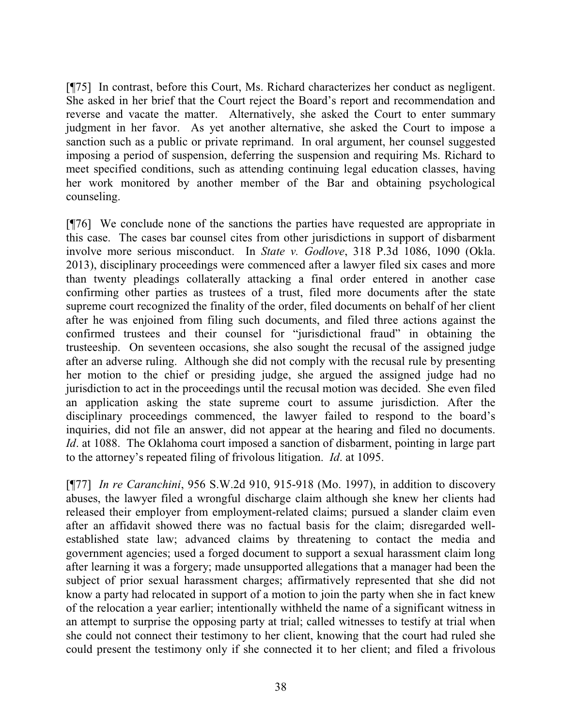[¶75] In contrast, before this Court, Ms. Richard characterizes her conduct as negligent. She asked in her brief that the Court reject the Board's report and recommendation and reverse and vacate the matter. Alternatively, she asked the Court to enter summary judgment in her favor. As yet another alternative, she asked the Court to impose a sanction such as a public or private reprimand. In oral argument, her counsel suggested imposing a period of suspension, deferring the suspension and requiring Ms. Richard to meet specified conditions, such as attending continuing legal education classes, having her work monitored by another member of the Bar and obtaining psychological counseling.

[¶76] We conclude none of the sanctions the parties have requested are appropriate in this case. The cases bar counsel cites from other jurisdictions in support of disbarment involve more serious misconduct. In *State v. Godlove*, 318 P.3d 1086, 1090 (Okla. 2013), disciplinary proceedings were commenced after a lawyer filed six cases and more than twenty pleadings collaterally attacking a final order entered in another case confirming other parties as trustees of a trust, filed more documents after the state supreme court recognized the finality of the order, filed documents on behalf of her client after he was enjoined from filing such documents, and filed three actions against the confirmed trustees and their counsel for "jurisdictional fraud" in obtaining the trusteeship. On seventeen occasions, she also sought the recusal of the assigned judge after an adverse ruling. Although she did not comply with the recusal rule by presenting her motion to the chief or presiding judge, she argued the assigned judge had no jurisdiction to act in the proceedings until the recusal motion was decided. She even filed an application asking the state supreme court to assume jurisdiction. After the disciplinary proceedings commenced, the lawyer failed to respond to the board's inquiries, did not file an answer, did not appear at the hearing and filed no documents. *Id*. at 1088. The Oklahoma court imposed a sanction of disbarment, pointing in large part to the attorney's repeated filing of frivolous litigation. *Id*. at 1095.

[¶77] *In re Caranchini*, 956 S.W.2d 910, 915-918 (Mo. 1997), in addition to discovery abuses, the lawyer filed a wrongful discharge claim although she knew her clients had released their employer from employment-related claims; pursued a slander claim even after an affidavit showed there was no factual basis for the claim; disregarded well-established state law; advanced claims by threatening to contact the media and government agencies; used a forged document to support a sexual harassment claim long after learning it was a forgery; made unsupported allegations that a manager had been the subject of prior sexual harassment charges; affirmatively represented that she did not know a party had relocated in support of a motion to join the party when she in fact knew of the relocation a year earlier; intentionally withheld the name of a significant witness in an attempt to surprise the opposing party at trial; called witnesses to testify at trial when she could not connect their testimony to her client, knowing that the court had ruled she could present the testimony only if she connected it to her client; and filed a frivolous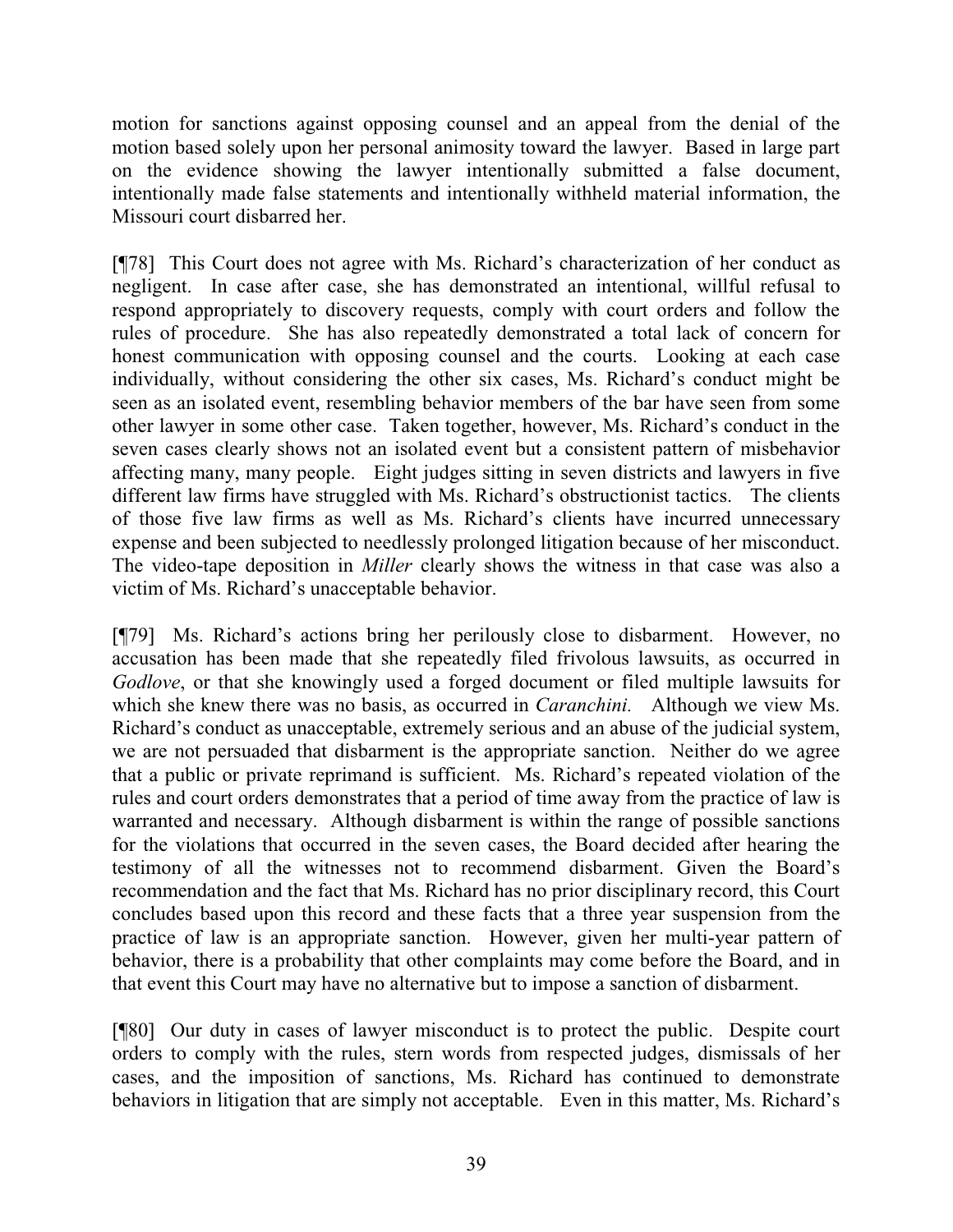motion for sanctions against opposing counsel and an appeal from the denial of the motion based solely upon her personal animosity toward the lawyer. Based in large part on the evidence showing the lawyer intentionally submitted a false document, intentionally made false statements and intentionally withheld material information, the Missouri court disbarred her.

[¶78] This Court does not agree with Ms. Richard's characterization of her conduct as negligent. In case after case, she has demonstrated an intentional, willful refusal to respond appropriately to discovery requests, comply with court orders and follow the rules of procedure. She has also repeatedly demonstrated a total lack of concern for honest communication with opposing counsel and the courts. Looking at each case individually, without considering the other six cases, Ms. Richard's conduct might be seen as an isolated event, resembling behavior members of the bar have seen from some other lawyer in some other case. Taken together, however, Ms. Richard's conduct in the seven cases clearly shows not an isolated event but a consistent pattern of misbehavior affecting many, many people. Eight judges sitting in seven districts and lawyers in five different law firms have struggled with Ms. Richard's obstructionist tactics. The clients of those five law firms as well as Ms. Richard's clients have incurred unnecessary expense and been subjected to needlessly prolonged litigation because of her misconduct. The video-tape deposition in *Miller* clearly shows the witness in that case was also a victim of Ms. Richard's unacceptable behavior.

[¶79] Ms. Richard's actions bring her perilously close to disbarment. However, no accusation has been made that she repeatedly filed frivolous lawsuits, as occurred in *Godlove*, or that she knowingly used a forged document or filed multiple lawsuits for which she knew there was no basis, as occurred in *Caranchini.* Although we view Ms. Richard's conduct as unacceptable, extremely serious and an abuse of the judicial system, we are not persuaded that disbarment is the appropriate sanction. Neither do we agree that a public or private reprimand is sufficient. Ms. Richard's repeated violation of the rules and court orders demonstrates that a period of time away from the practice of law is warranted and necessary. Although disbarment is within the range of possible sanctions for the violations that occurred in the seven cases, the Board decided after hearing the testimony of all the witnesses not to recommend disbarment. Given the Board's recommendation and the fact that Ms. Richard has no prior disciplinary record, this Court concludes based upon this record and these facts that a three year suspension from the practice of law is an appropriate sanction. However, given her multi-year pattern of behavior, there is a probability that other complaints may come before the Board, and in that event this Court may have no alternative but to impose a sanction of disbarment.

[¶80] Our duty in cases of lawyer misconduct is to protect the public. Despite court orders to comply with the rules, stern words from respected judges, dismissals of her cases, and the imposition of sanctions, Ms. Richard has continued to demonstrate behaviors in litigation that are simply not acceptable. Even in this matter, Ms. Richard's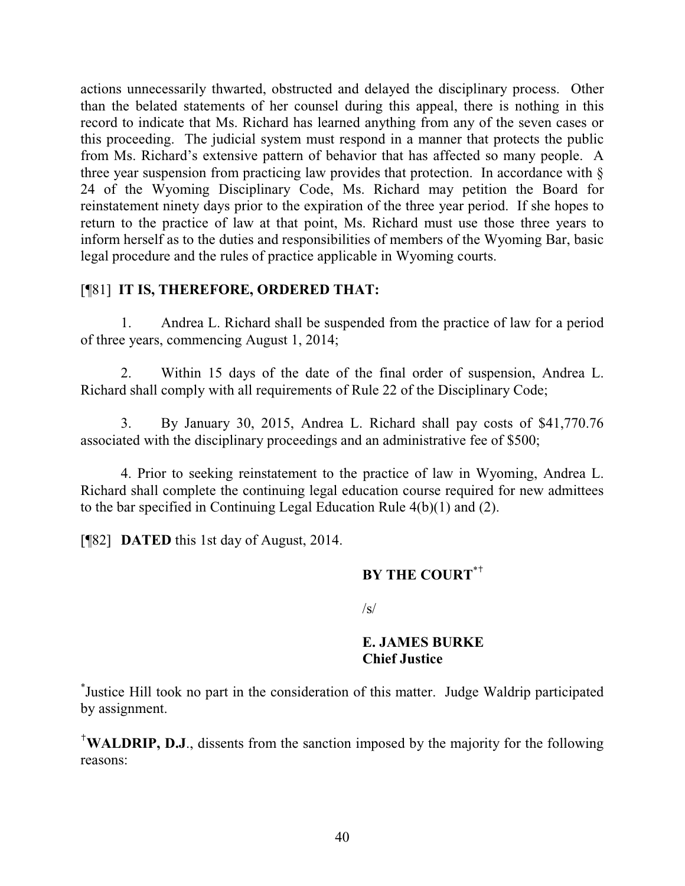actions unnecessarily thwarted, obstructed and delayed the disciplinary process. Other than the belated statements of her counsel during this appeal, there is nothing in this record to indicate that Ms. Richard has learned anything from any of the seven cases or this proceeding. The judicial system must respond in a manner that protects the public from Ms. Richard's extensive pattern of behavior that has affected so many people. A three year suspension from practicing law provides that protection. In accordance with § 24 of the Wyoming Disciplinary Code, Ms. Richard may petition the Board for reinstatement ninety days prior to the expiration of the three year period. If she hopes to return to the practice of law at that point, Ms. Richard must use those three years to inform herself as to the duties and responsibilities of members of the Wyoming Bar, basic legal procedure and the rules of practice applicable in Wyoming courts.

[¶81] **IT IS, THEREFORE, ORDERED THAT:**

1. Andrea L. Richard shall be suspended from the practice of law for a period of three years, commencing August 1, 2014;

2. Within 15 days of the date of the final order of suspension, Andrea L. Richard shall comply with all requirements of Rule 22 of the Disciplinary Code;

3. By January 30, 2015, Andrea L. Richard shall pay costs of $41,770.76 associated with the disciplinary proceedings and an administrative fee of $500;

4. Prior to seeking reinstatement to the practice of law in Wyoming, Andrea L. Richard shall complete the continuing legal education course required for new admittees to the bar specified in Continuing Legal Education Rule 4(b)(1) and (2).

[¶82] **DATED** this 1st day of August, 2014.

**BY THE COURT**[*†]

/s/

**E. JAMES BURKE**
**Chief Justice**

[*] Justice Hill took no part in the consideration of this matter. Judge Waldrip participated by assignment.

[†] **WALDRIP, D.J.**, dissents from the sanction imposed by the majority for the following reasons: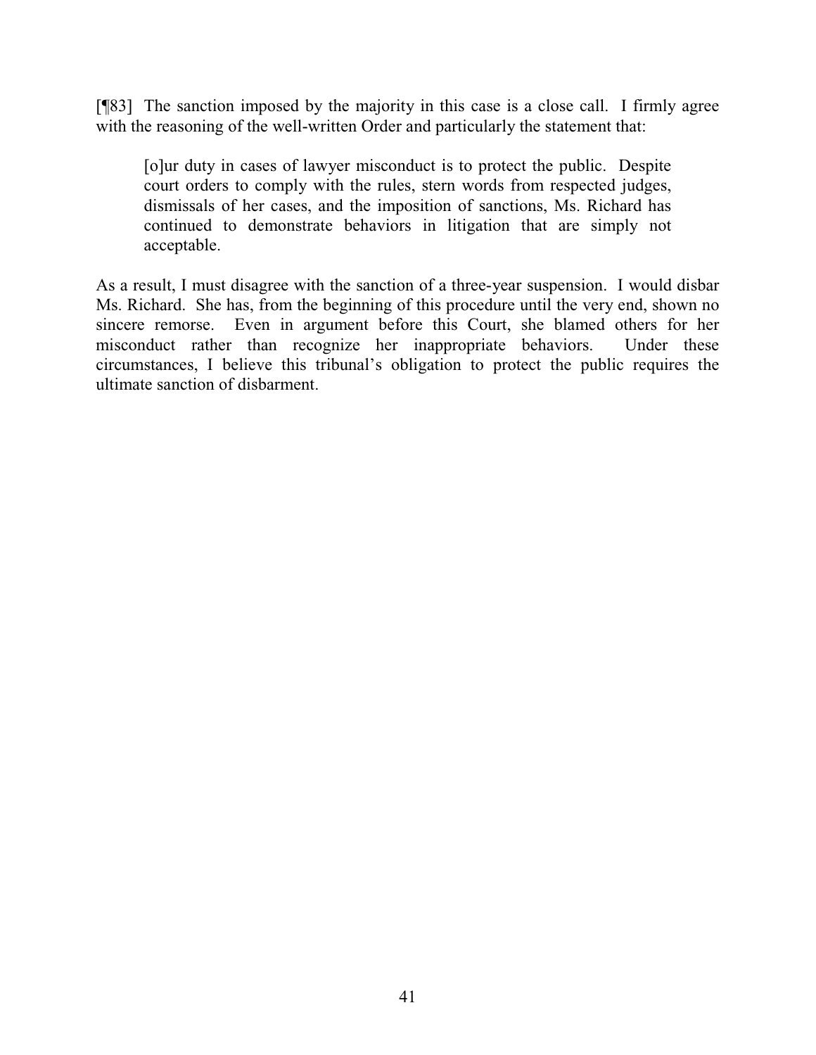[¶83] The sanction imposed by the majority in this case is a close call. I firmly agree with the reasoning of the well-written Order and particularly the statement that:

> [o]ur duty in cases of lawyer misconduct is to protect the public. Despite court orders to comply with the rules, stern words from respected judges, dismissals of her cases, and the imposition of sanctions, Ms. Richard has continued to demonstrate behaviors in litigation that are simply not acceptable.

As a result, I must disagree with the sanction of a three-year suspension. I would disbar Ms. Richard. She has, from the beginning of this procedure until the very end, shown no sincere remorse. Even in argument before this Court, she blamed others for her misconduct rather than recognize her inappropriate behaviors. Under these circumstances, I believe this tribunal's obligation to protect the public requires the ultimate sanction of disbarment.